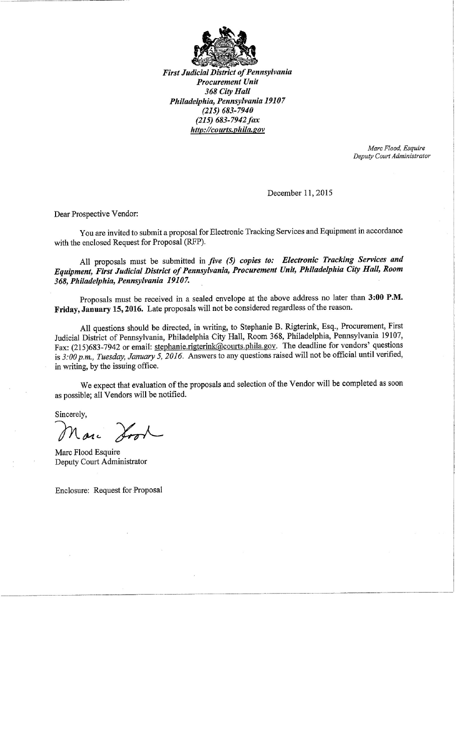*First Judicial District of Pennsylvania*
*Procurement Unit*
*368 City Hall*
*Philadelphia, Pennsylvania 19107*
*(215) 683-7940*
*(215) 683-7942 fax*
*http://courts.phila.gov*

*Marc Flood, Esquire*
*Deputy Court Administrator*

December 11, 2015

Dear Prospective Vendor:

You are invited to submit a proposal for Electronic Tracking Services and Equipment in accordance with the enclosed Request for Proposal (RFP).

All proposals must be submitted in ***five (5) copies to: Electronic Tracking Services and Equipment, First Judicial District of Pennsylvania, Procurement Unit, Philadelphia City Hall, Room 368, Philadelphia, Pennsylvania 19107.***

Proposals must be received in a sealed envelope at the above address no later than **3:00 P.M. Friday, January 15, 2016.** Late proposals will not be considered regardless of the reason.

All questions should be directed, in writing, to Stephanie B. Rigterink, Esq., Procurement, First Judicial District of Pennsylvania, Philadelphia City Hall, Room 368, Philadelphia, Pennsylvania 19107, Fax: (215)683-7942 or email: stephanie.rigterink@courts.phila.gov. The deadline for vendors' questions is *3:00 p.m., Tuesday, January 5, 2016*. Answers to any questions raised will not be official until verified, in writing, by the issuing office.

We expect that evaluation of the proposals and selection of the Vendor will be completed as soon as possible; all Vendors will be notified.

Sincerely,

Marc Flood Esquire
Deputy Court Administrator

Enclosure: Request for Proposal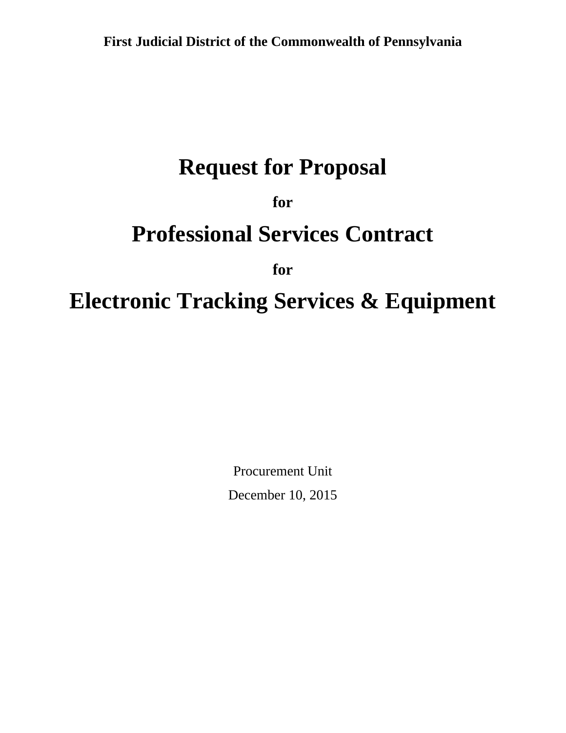**First Judicial District of the Commonwealth of Pennsylvania**

# Request for Proposal

**for**

# Professional Services Contract

**for**

# Electronic Tracking Services & Equipment

Procurement Unit

December 10, 2015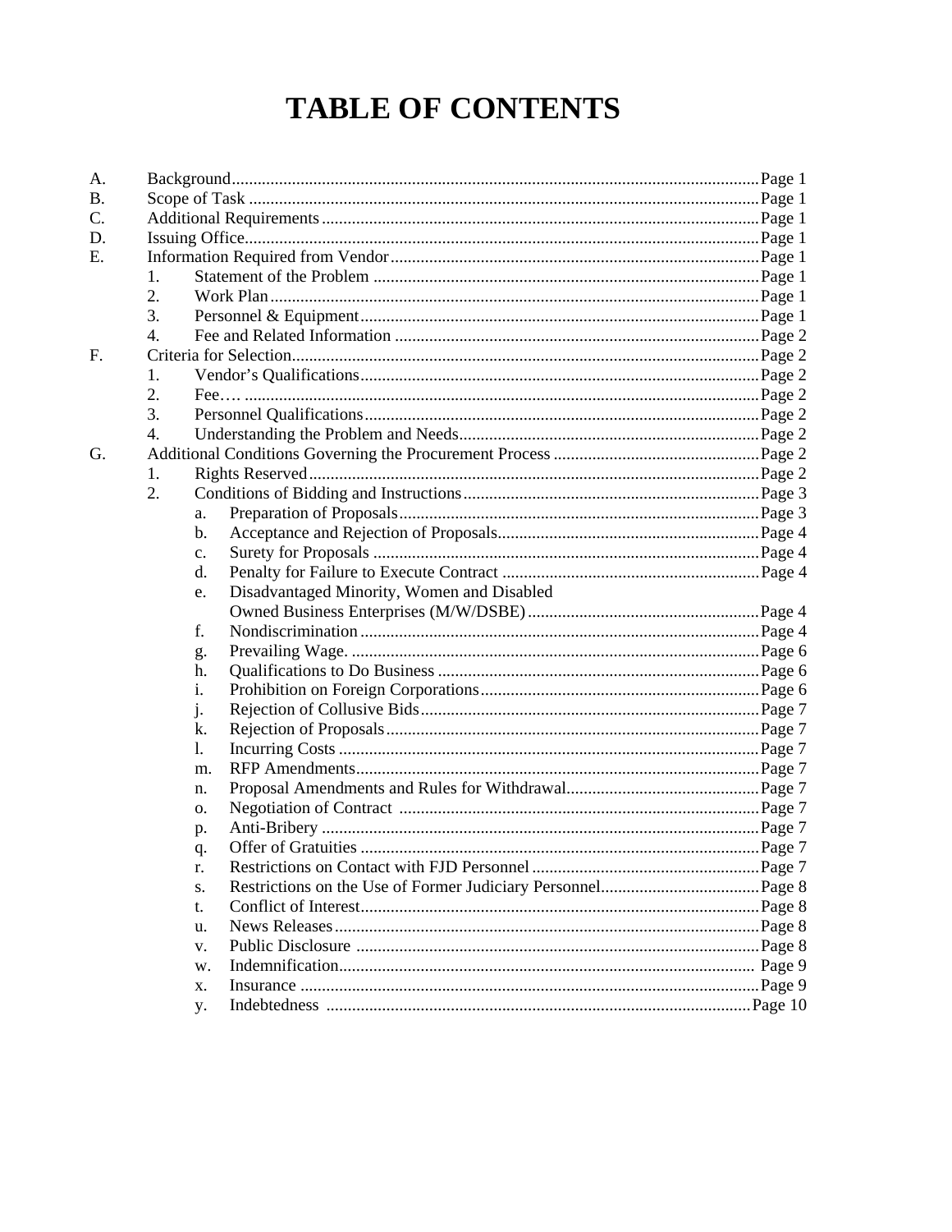# TABLE OF CONTENTS

A. Background .......... Page 1
B. Scope of Task .......... Page 1
C. Additional Requirements .......... Page 1
D. Issuing Office .......... Page 1
E. Information Required from Vendor .......... Page 1
  1. Statement of the Problem .......... Page 1
  2. Work Plan .......... Page 1
  3. Personnel & Equipment .......... Page 1
  4. Fee and Related Information .......... Page 2
F. Criteria for Selection .......... Page 2
  1. Vendor's Qualifications .......... Page 2
  2. Fee… .......... Page 2
  3. Personnel Qualifications .......... Page 2
  4. Understanding the Problem and Needs .......... Page 2
G. Additional Conditions Governing the Procurement Process .......... Page 2
  1. Rights Reserved .......... Page 2
  2. Conditions of Bidding and Instructions .......... Page 3
    a. Preparation of Proposals .......... Page 3
    b. Acceptance and Rejection of Proposals .......... Page 4
    c. Surety for Proposals .......... Page 4
    d. Penalty for Failure to Execute Contract .......... Page 4
    e. Disadvantaged Minority, Women and Disabled Owned Business Enterprises (M/W/DSBE) .......... Page 4
    f. Nondiscrimination .......... Page 4
    g. Prevailing Wage. .......... Page 6
    h. Qualifications to Do Business .......... Page 6
    i. Prohibition on Foreign Corporations .......... Page 6
    j. Rejection of Collusive Bids .......... Page 7
    k. Rejection of Proposals .......... Page 7
    l. Incurring Costs .......... Page 7
    m. RFP Amendments .......... Page 7
    n. Proposal Amendments and Rules for Withdrawal .......... Page 7
    o. Negotiation of Contract .......... Page 7
    p. Anti-Bribery .......... Page 7
    q. Offer of Gratuities .......... Page 7
    r. Restrictions on Contact with FJD Personnel .......... Page 7
    s. Restrictions on the Use of Former Judiciary Personnel .......... Page 8
    t. Conflict of Interest .......... Page 8
    u. News Releases .......... Page 8
    v. Public Disclosure .......... Page 8
    w. Indemnification .......... Page 9
    x. Insurance .......... Page 9
    y. Indebtedness .......... Page 10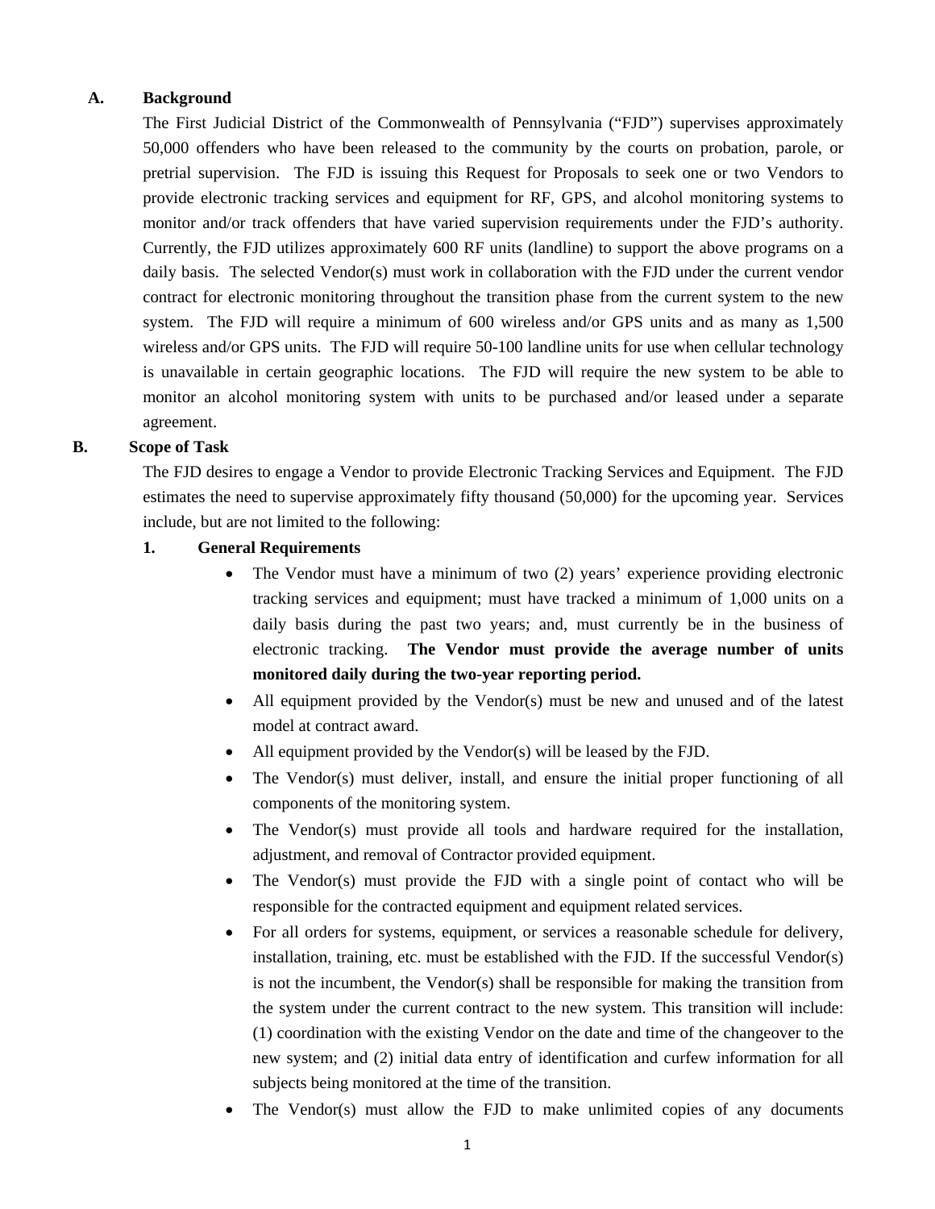### A. Background

The First Judicial District of the Commonwealth of Pennsylvania ("FJD") supervises approximately 50,000 offenders who have been released to the community by the courts on probation, parole, or pretrial supervision. The FJD is issuing this Request for Proposals to seek one or two Vendors to provide electronic tracking services and equipment for RF, GPS, and alcohol monitoring systems to monitor and/or track offenders that have varied supervision requirements under the FJD's authority. Currently, the FJD utilizes approximately 600 RF units (landline) to support the above programs on a daily basis. The selected Vendor(s) must work in collaboration with the FJD under the current vendor contract for electronic monitoring throughout the transition phase from the current system to the new system. The FJD will require a minimum of 600 wireless and/or GPS units and as many as 1,500 wireless and/or GPS units. The FJD will require 50-100 landline units for use when cellular technology is unavailable in certain geographic locations. The FJD will require the new system to be able to monitor an alcohol monitoring system with units to be purchased and/or leased under a separate agreement.

### B. Scope of Task

The FJD desires to engage a Vendor to provide Electronic Tracking Services and Equipment. The FJD estimates the need to supervise approximately fifty thousand (50,000) for the upcoming year. Services include, but are not limited to the following:

#### 1. General Requirements

- The Vendor must have a minimum of two (2) years' experience providing electronic tracking services and equipment; must have tracked a minimum of 1,000 units on a daily basis during the past two years; and, must currently be in the business of electronic tracking. **The Vendor must provide the average number of units monitored daily during the two-year reporting period.**
- All equipment provided by the Vendor(s) must be new and unused and of the latest model at contract award.
- All equipment provided by the Vendor(s) will be leased by the FJD.
- The Vendor(s) must deliver, install, and ensure the initial proper functioning of all components of the monitoring system.
- The Vendor(s) must provide all tools and hardware required for the installation, adjustment, and removal of Contractor provided equipment.
- The Vendor(s) must provide the FJD with a single point of contact who will be responsible for the contracted equipment and equipment related services.
- For all orders for systems, equipment, or services a reasonable schedule for delivery, installation, training, etc. must be established with the FJD. If the successful Vendor(s) is not the incumbent, the Vendor(s) shall be responsible for making the transition from the system under the current contract to the new system. This transition will include: (1) coordination with the existing Vendor on the date and time of the changeover to the new system; and (2) initial data entry of identification and curfew information for all subjects being monitored at the time of the transition.
- The Vendor(s) must allow the FJD to make unlimited copies of any documents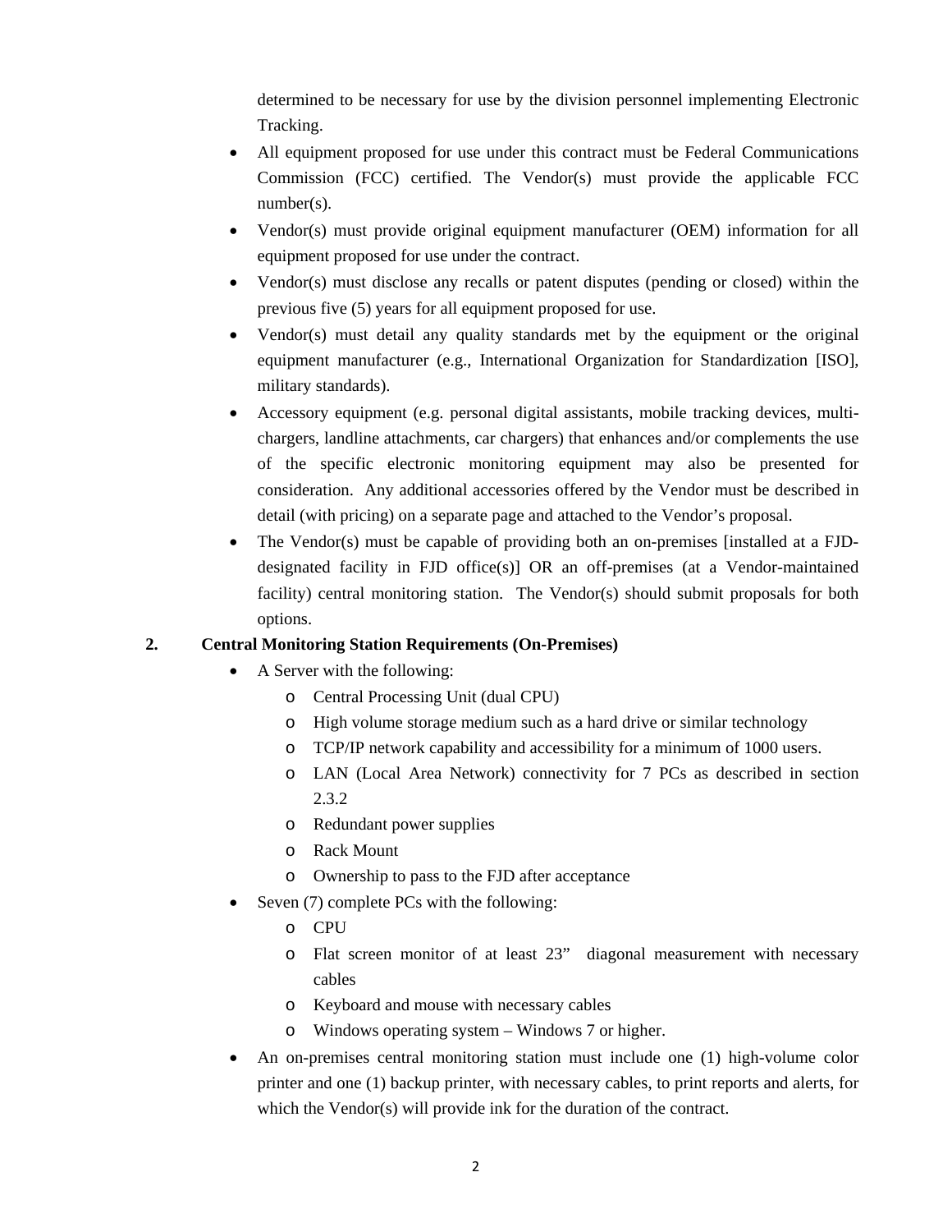determined to be necessary for use by the division personnel implementing Electronic Tracking.

- All equipment proposed for use under this contract must be Federal Communications Commission (FCC) certified. The Vendor(s) must provide the applicable FCC number(s).
- Vendor(s) must provide original equipment manufacturer (OEM) information for all equipment proposed for use under the contract.
- Vendor(s) must disclose any recalls or patent disputes (pending or closed) within the previous five (5) years for all equipment proposed for use.
- Vendor(s) must detail any quality standards met by the equipment or the original equipment manufacturer (e.g., International Organization for Standardization [ISO], military standards).
- Accessory equipment (e.g. personal digital assistants, mobile tracking devices, multi-chargers, landline attachments, car chargers) that enhances and/or complements the use of the specific electronic monitoring equipment may also be presented for consideration. Any additional accessories offered by the Vendor must be described in detail (with pricing) on a separate page and attached to the Vendor's proposal.
- The Vendor(s) must be capable of providing both an on-premises [installed at a FJD-designated facility in FJD office(s)] OR an off-premises (at a Vendor-maintained facility) central monitoring station. The Vendor(s) should submit proposals for both options.

**2. Central Monitoring Station Requirements (On-Premises)**

- A Server with the following:
  - Central Processing Unit (dual CPU)
  - High volume storage medium such as a hard drive or similar technology
  - TCP/IP network capability and accessibility for a minimum of 1000 users.
  - LAN (Local Area Network) connectivity for 7 PCs as described in section 2.3.2
  - Redundant power supplies
  - Rack Mount
  - Ownership to pass to the FJD after acceptance
- Seven (7) complete PCs with the following:
  - CPU
  - Flat screen monitor of at least 23" diagonal measurement with necessary cables
  - Keyboard and mouse with necessary cables
  - Windows operating system – Windows 7 or higher.
- An on-premises central monitoring station must include one (1) high-volume color printer and one (1) backup printer, with necessary cables, to print reports and alerts, for which the Vendor(s) will provide ink for the duration of the contract.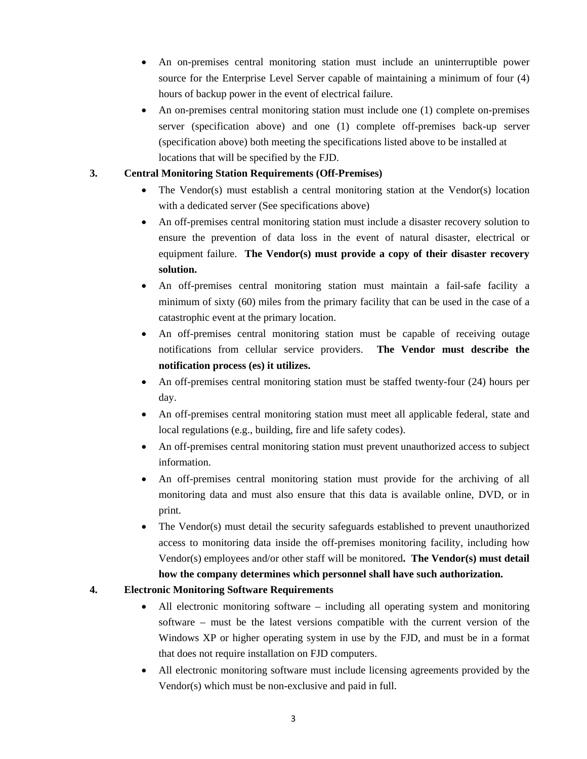- An on-premises central monitoring station must include an uninterruptible power source for the Enterprise Level Server capable of maintaining a minimum of four (4) hours of backup power in the event of electrical failure.
- An on-premises central monitoring station must include one (1) complete on-premises server (specification above) and one (1) complete off-premises back-up server (specification above) both meeting the specifications listed above to be installed at locations that will be specified by the FJD.

**3. Central Monitoring Station Requirements (Off-Premises)**

- The Vendor(s) must establish a central monitoring station at the Vendor(s) location with a dedicated server (See specifications above)
- An off-premises central monitoring station must include a disaster recovery solution to ensure the prevention of data loss in the event of natural disaster, electrical or equipment failure. **The Vendor(s) must provide a copy of their disaster recovery solution.**
- An off-premises central monitoring station must maintain a fail-safe facility a minimum of sixty (60) miles from the primary facility that can be used in the case of a catastrophic event at the primary location.
- An off-premises central monitoring station must be capable of receiving outage notifications from cellular service providers. **The Vendor must describe the notification process (es) it utilizes.**
- An off-premises central monitoring station must be staffed twenty-four (24) hours per day.
- An off-premises central monitoring station must meet all applicable federal, state and local regulations (e.g., building, fire and life safety codes).
- An off-premises central monitoring station must prevent unauthorized access to subject information.
- An off-premises central monitoring station must provide for the archiving of all monitoring data and must also ensure that this data is available online, DVD, or in print.
- The Vendor(s) must detail the security safeguards established to prevent unauthorized access to monitoring data inside the off-premises monitoring facility, including how Vendor(s) employees and/or other staff will be monitored**. The Vendor(s) must detail how the company determines which personnel shall have such authorization.**

**4. Electronic Monitoring Software Requirements**

- All electronic monitoring software – including all operating system and monitoring software – must be the latest versions compatible with the current version of the Windows XP or higher operating system in use by the FJD, and must be in a format that does not require installation on FJD computers.
- All electronic monitoring software must include licensing agreements provided by the Vendor(s) which must be non-exclusive and paid in full.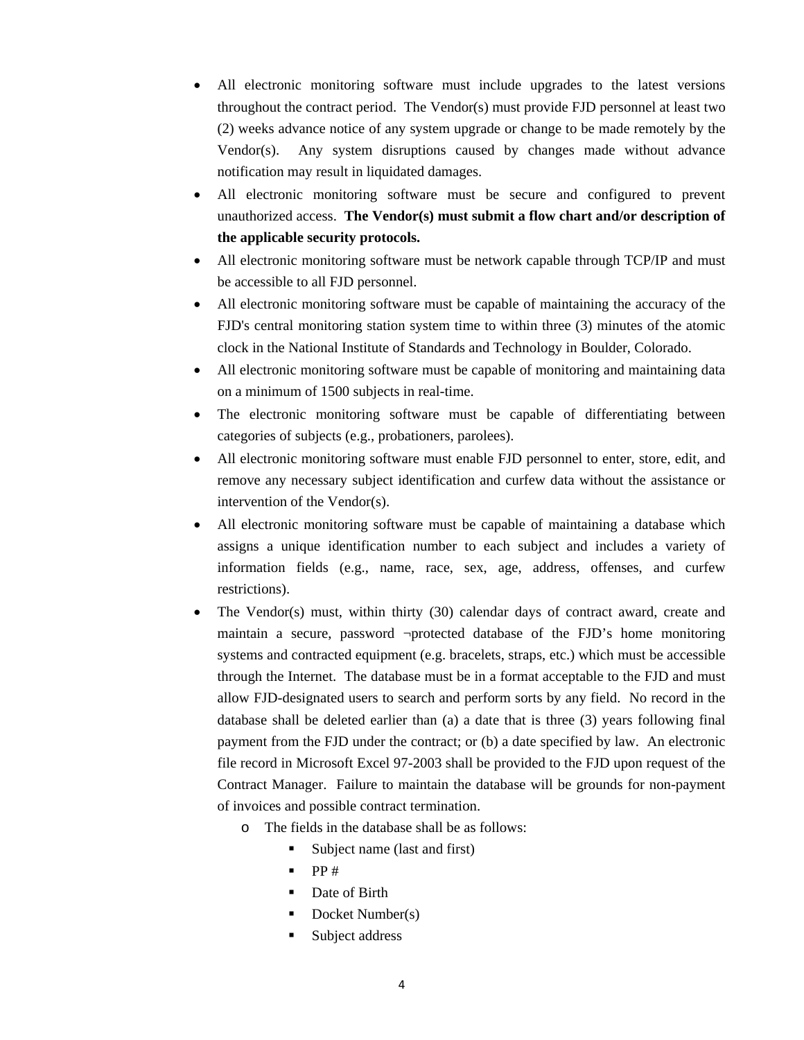- All electronic monitoring software must include upgrades to the latest versions throughout the contract period. The Vendor(s) must provide FJD personnel at least two (2) weeks advance notice of any system upgrade or change to be made remotely by the Vendor(s). Any system disruptions caused by changes made without advance notification may result in liquidated damages.
- All electronic monitoring software must be secure and configured to prevent unauthorized access. **The Vendor(s) must submit a flow chart and/or description of the applicable security protocols.**
- All electronic monitoring software must be network capable through TCP/IP and must be accessible to all FJD personnel.
- All electronic monitoring software must be capable of maintaining the accuracy of the FJD's central monitoring station system time to within three (3) minutes of the atomic clock in the National Institute of Standards and Technology in Boulder, Colorado.
- All electronic monitoring software must be capable of monitoring and maintaining data on a minimum of 1500 subjects in real-time.
- The electronic monitoring software must be capable of differentiating between categories of subjects (e.g., probationers, parolees).
- All electronic monitoring software must enable FJD personnel to enter, store, edit, and remove any necessary subject identification and curfew data without the assistance or intervention of the Vendor(s).
- All electronic monitoring software must be capable of maintaining a database which assigns a unique identification number to each subject and includes a variety of information fields (e.g., name, race, sex, age, address, offenses, and curfew restrictions).
- The Vendor(s) must, within thirty (30) calendar days of contract award, create and maintain a secure, password ¬protected database of the FJD's home monitoring systems and contracted equipment (e.g. bracelets, straps, etc.) which must be accessible through the Internet. The database must be in a format acceptable to the FJD and must allow FJD-designated users to search and perform sorts by any field. No record in the database shall be deleted earlier than (a) a date that is three (3) years following final payment from the FJD under the contract; or (b) a date specified by law. An electronic file record in Microsoft Excel 97-2003 shall be provided to the FJD upon request of the Contract Manager. Failure to maintain the database will be grounds for non-payment of invoices and possible contract termination.
  - The fields in the database shall be as follows:
    - Subject name (last and first)
    - PP #
    - Date of Birth
    - Docket Number(s)
    - Subject address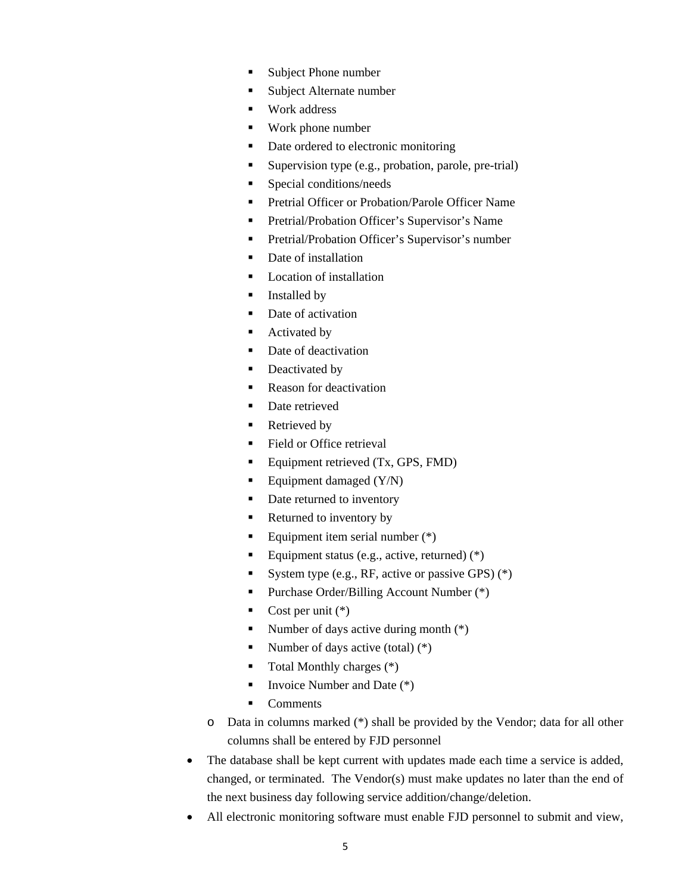- Subject Phone number
        - Subject Alternate number
        - Work address
        - Work phone number
        - Date ordered to electronic monitoring
        - Supervision type (e.g., probation, parole, pre-trial)
        - Special conditions/needs
        - Pretrial Officer or Probation/Parole Officer Name
        - Pretrial/Probation Officer's Supervisor's Name
        - Pretrial/Probation Officer's Supervisor's number
        - Date of installation
        - Location of installation
        - Installed by
        - Date of activation
        - Activated by
        - Date of deactivation
        - Deactivated by
        - Reason for deactivation
        - Date retrieved
        - Retrieved by
        - Field or Office retrieval
        - Equipment retrieved (Tx, GPS, FMD)
        - Equipment damaged (Y/N)
        - Date returned to inventory
        - Returned to inventory by
        - Equipment item serial number (*)
        - Equipment status (e.g., active, returned) (*)
        - System type (e.g., RF, active or passive GPS) (*)
        - Purchase Order/Billing Account Number (*)
        - Cost per unit (*)
        - Number of days active during month (*)
        - Number of days active (total) (*)
        - Total Monthly charges (*)
        - Invoice Number and Date (*)
        - Comments
    - Data in columns marked (*) shall be provided by the Vendor; data for all other columns shall be entered by FJD personnel
- The database shall be kept current with updates made each time a service is added, changed, or terminated. The Vendor(s) must make updates no later than the end of the next business day following service addition/change/deletion.
- All electronic monitoring software must enable FJD personnel to submit and view,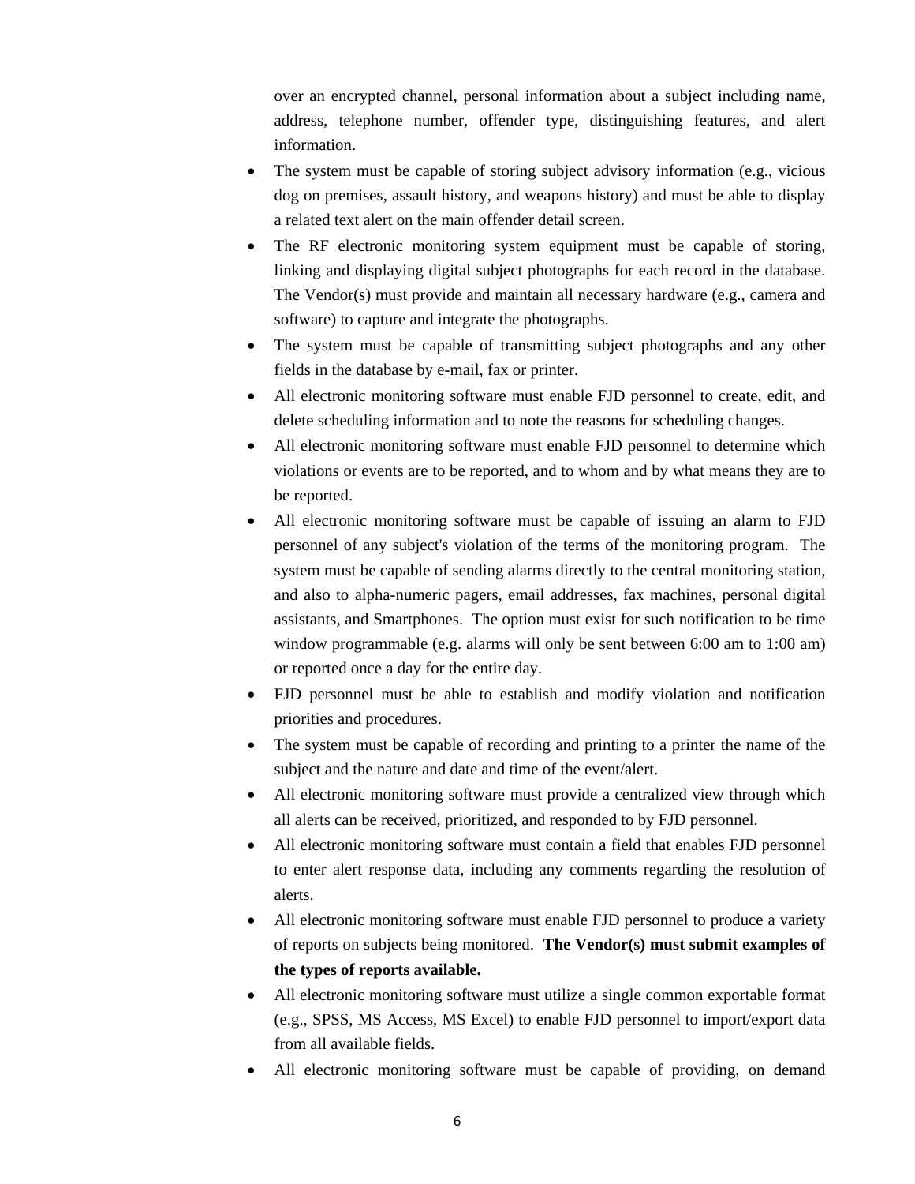over an encrypted channel, personal information about a subject including name, address, telephone number, offender type, distinguishing features, and alert information.

- The system must be capable of storing subject advisory information (e.g., vicious dog on premises, assault history, and weapons history) and must be able to display a related text alert on the main offender detail screen.
- The RF electronic monitoring system equipment must be capable of storing, linking and displaying digital subject photographs for each record in the database. The Vendor(s) must provide and maintain all necessary hardware (e.g., camera and software) to capture and integrate the photographs.
- The system must be capable of transmitting subject photographs and any other fields in the database by e-mail, fax or printer.
- All electronic monitoring software must enable FJD personnel to create, edit, and delete scheduling information and to note the reasons for scheduling changes.
- All electronic monitoring software must enable FJD personnel to determine which violations or events are to be reported, and to whom and by what means they are to be reported.
- All electronic monitoring software must be capable of issuing an alarm to FJD personnel of any subject's violation of the terms of the monitoring program. The system must be capable of sending alarms directly to the central monitoring station, and also to alpha-numeric pagers, email addresses, fax machines, personal digital assistants, and Smartphones. The option must exist for such notification to be time window programmable (e.g. alarms will only be sent between 6:00 am to 1:00 am) or reported once a day for the entire day.
- FJD personnel must be able to establish and modify violation and notification priorities and procedures.
- The system must be capable of recording and printing to a printer the name of the subject and the nature and date and time of the event/alert.
- All electronic monitoring software must provide a centralized view through which all alerts can be received, prioritized, and responded to by FJD personnel.
- All electronic monitoring software must contain a field that enables FJD personnel to enter alert response data, including any comments regarding the resolution of alerts.
- All electronic monitoring software must enable FJD personnel to produce a variety of reports on subjects being monitored. **The Vendor(s) must submit examples of the types of reports available.**
- All electronic monitoring software must utilize a single common exportable format (e.g., SPSS, MS Access, MS Excel) to enable FJD personnel to import/export data from all available fields.
- All electronic monitoring software must be capable of providing, on demand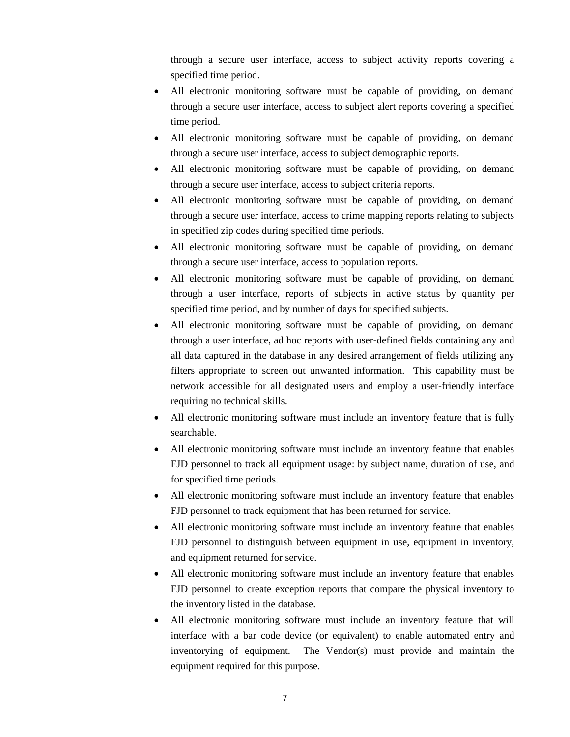through a secure user interface, access to subject activity reports covering a specified time period.

- All electronic monitoring software must be capable of providing, on demand through a secure user interface, access to subject alert reports covering a specified time period.
- All electronic monitoring software must be capable of providing, on demand through a secure user interface, access to subject demographic reports.
- All electronic monitoring software must be capable of providing, on demand through a secure user interface, access to subject criteria reports.
- All electronic monitoring software must be capable of providing, on demand through a secure user interface, access to crime mapping reports relating to subjects in specified zip codes during specified time periods.
- All electronic monitoring software must be capable of providing, on demand through a secure user interface, access to population reports.
- All electronic monitoring software must be capable of providing, on demand through a user interface, reports of subjects in active status by quantity per specified time period, and by number of days for specified subjects.
- All electronic monitoring software must be capable of providing, on demand through a user interface, ad hoc reports with user-defined fields containing any and all data captured in the database in any desired arrangement of fields utilizing any filters appropriate to screen out unwanted information. This capability must be network accessible for all designated users and employ a user-friendly interface requiring no technical skills.
- All electronic monitoring software must include an inventory feature that is fully searchable.
- All electronic monitoring software must include an inventory feature that enables FJD personnel to track all equipment usage: by subject name, duration of use, and for specified time periods.
- All electronic monitoring software must include an inventory feature that enables FJD personnel to track equipment that has been returned for service.
- All electronic monitoring software must include an inventory feature that enables FJD personnel to distinguish between equipment in use, equipment in inventory, and equipment returned for service.
- All electronic monitoring software must include an inventory feature that enables FJD personnel to create exception reports that compare the physical inventory to the inventory listed in the database.
- All electronic monitoring software must include an inventory feature that will interface with a bar code device (or equivalent) to enable automated entry and inventorying of equipment. The Vendor(s) must provide and maintain the equipment required for this purpose.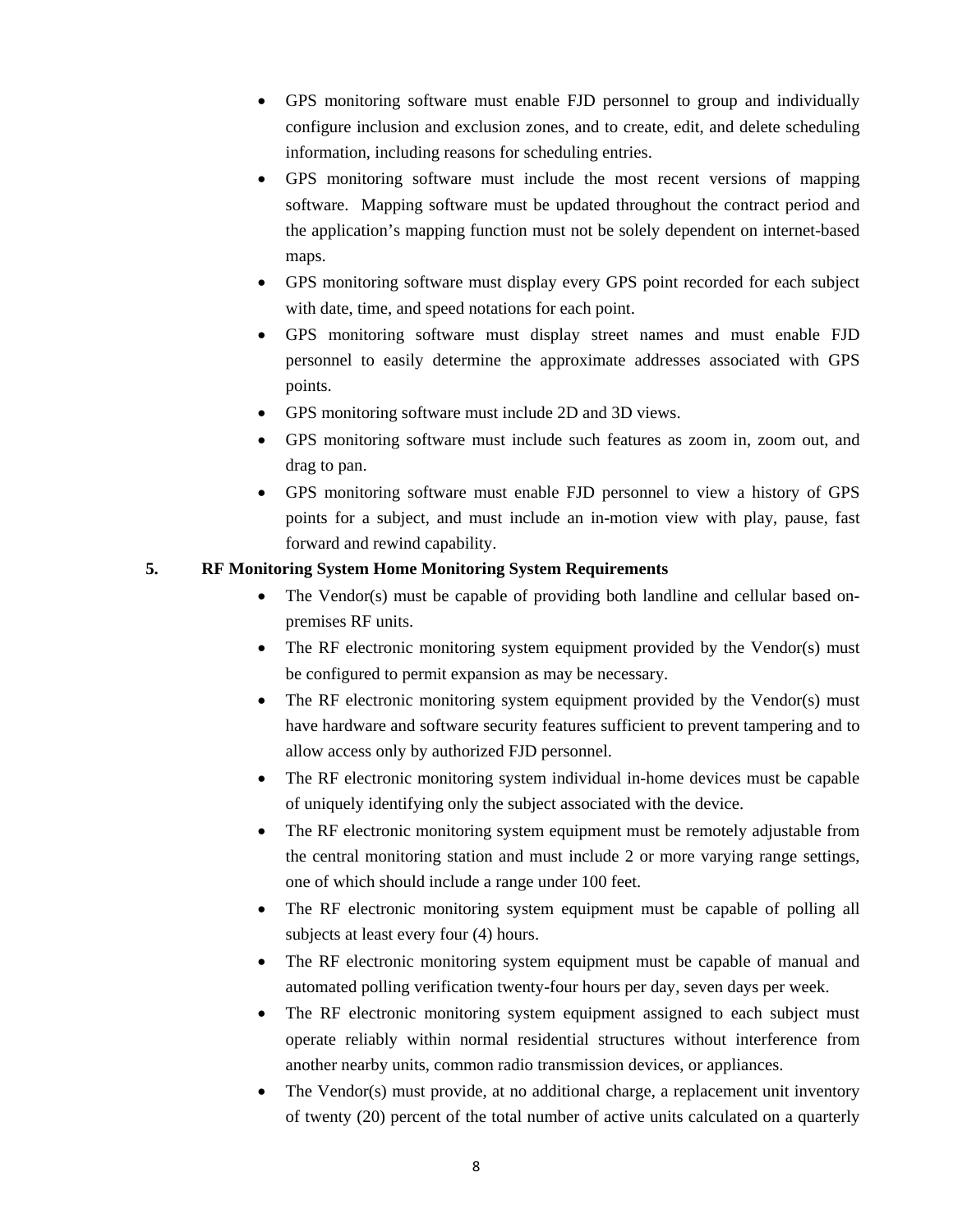- GPS monitoring software must enable FJD personnel to group and individually configure inclusion and exclusion zones, and to create, edit, and delete scheduling information, including reasons for scheduling entries.
- GPS monitoring software must include the most recent versions of mapping software. Mapping software must be updated throughout the contract period and the application's mapping function must not be solely dependent on internet-based maps.
- GPS monitoring software must display every GPS point recorded for each subject with date, time, and speed notations for each point.
- GPS monitoring software must display street names and must enable FJD personnel to easily determine the approximate addresses associated with GPS points.
- GPS monitoring software must include 2D and 3D views.
- GPS monitoring software must include such features as zoom in, zoom out, and drag to pan.
- GPS monitoring software must enable FJD personnel to view a history of GPS points for a subject, and must include an in-motion view with play, pause, fast forward and rewind capability.

**5. RF Monitoring System Home Monitoring System Requirements**

- The Vendor(s) must be capable of providing both landline and cellular based on-premises RF units.
- The RF electronic monitoring system equipment provided by the Vendor(s) must be configured to permit expansion as may be necessary.
- The RF electronic monitoring system equipment provided by the Vendor(s) must have hardware and software security features sufficient to prevent tampering and to allow access only by authorized FJD personnel.
- The RF electronic monitoring system individual in-home devices must be capable of uniquely identifying only the subject associated with the device.
- The RF electronic monitoring system equipment must be remotely adjustable from the central monitoring station and must include 2 or more varying range settings, one of which should include a range under 100 feet.
- The RF electronic monitoring system equipment must be capable of polling all subjects at least every four (4) hours.
- The RF electronic monitoring system equipment must be capable of manual and automated polling verification twenty-four hours per day, seven days per week.
- The RF electronic monitoring system equipment assigned to each subject must operate reliably within normal residential structures without interference from another nearby units, common radio transmission devices, or appliances.
- The Vendor(s) must provide, at no additional charge, a replacement unit inventory of twenty (20) percent of the total number of active units calculated on a quarterly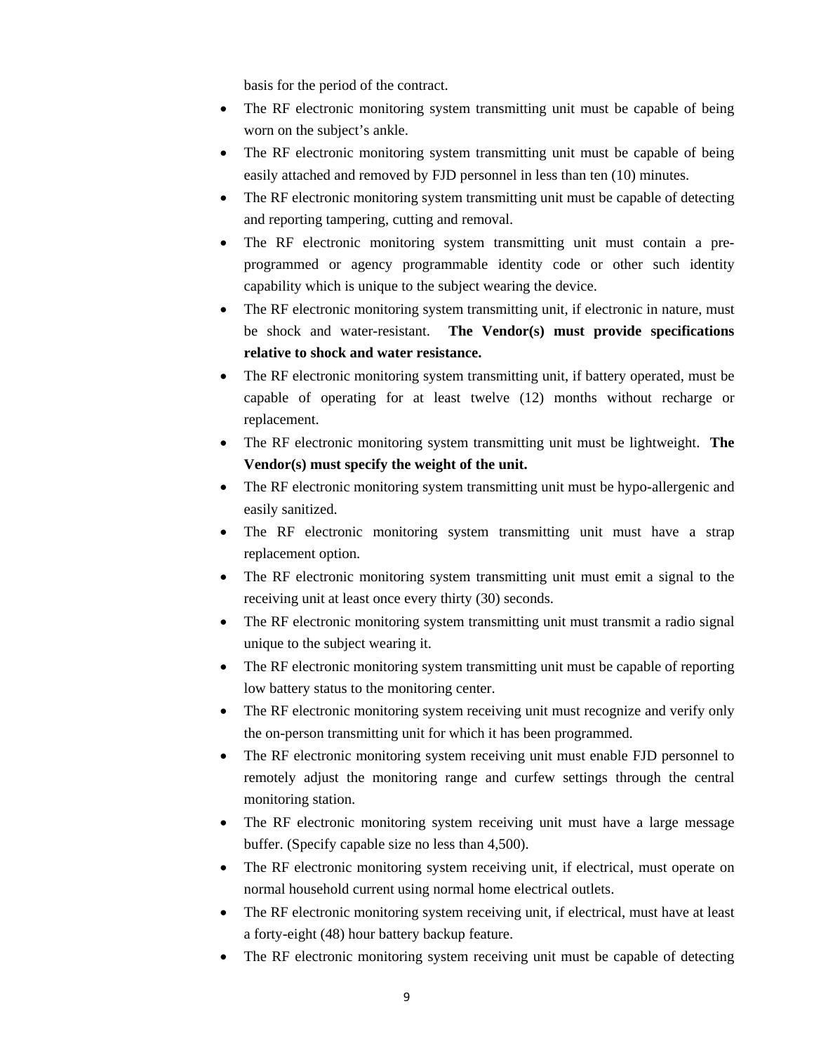basis for the period of the contract.

- The RF electronic monitoring system transmitting unit must be capable of being worn on the subject's ankle.
- The RF electronic monitoring system transmitting unit must be capable of being easily attached and removed by FJD personnel in less than ten (10) minutes.
- The RF electronic monitoring system transmitting unit must be capable of detecting and reporting tampering, cutting and removal.
- The RF electronic monitoring system transmitting unit must contain a pre-programmed or agency programmable identity code or other such identity capability which is unique to the subject wearing the device.
- The RF electronic monitoring system transmitting unit, if electronic in nature, must be shock and water-resistant. **The Vendor(s) must provide specifications relative to shock and water resistance.**
- The RF electronic monitoring system transmitting unit, if battery operated, must be capable of operating for at least twelve (12) months without recharge or replacement.
- The RF electronic monitoring system transmitting unit must be lightweight. **The Vendor(s) must specify the weight of the unit.**
- The RF electronic monitoring system transmitting unit must be hypo-allergenic and easily sanitized.
- The RF electronic monitoring system transmitting unit must have a strap replacement option.
- The RF electronic monitoring system transmitting unit must emit a signal to the receiving unit at least once every thirty (30) seconds.
- The RF electronic monitoring system transmitting unit must transmit a radio signal unique to the subject wearing it.
- The RF electronic monitoring system transmitting unit must be capable of reporting low battery status to the monitoring center.
- The RF electronic monitoring system receiving unit must recognize and verify only the on-person transmitting unit for which it has been programmed.
- The RF electronic monitoring system receiving unit must enable FJD personnel to remotely adjust the monitoring range and curfew settings through the central monitoring station.
- The RF electronic monitoring system receiving unit must have a large message buffer. (Specify capable size no less than 4,500).
- The RF electronic monitoring system receiving unit, if electrical, must operate on normal household current using normal home electrical outlets.
- The RF electronic monitoring system receiving unit, if electrical, must have at least a forty-eight (48) hour battery backup feature.
- The RF electronic monitoring system receiving unit must be capable of detecting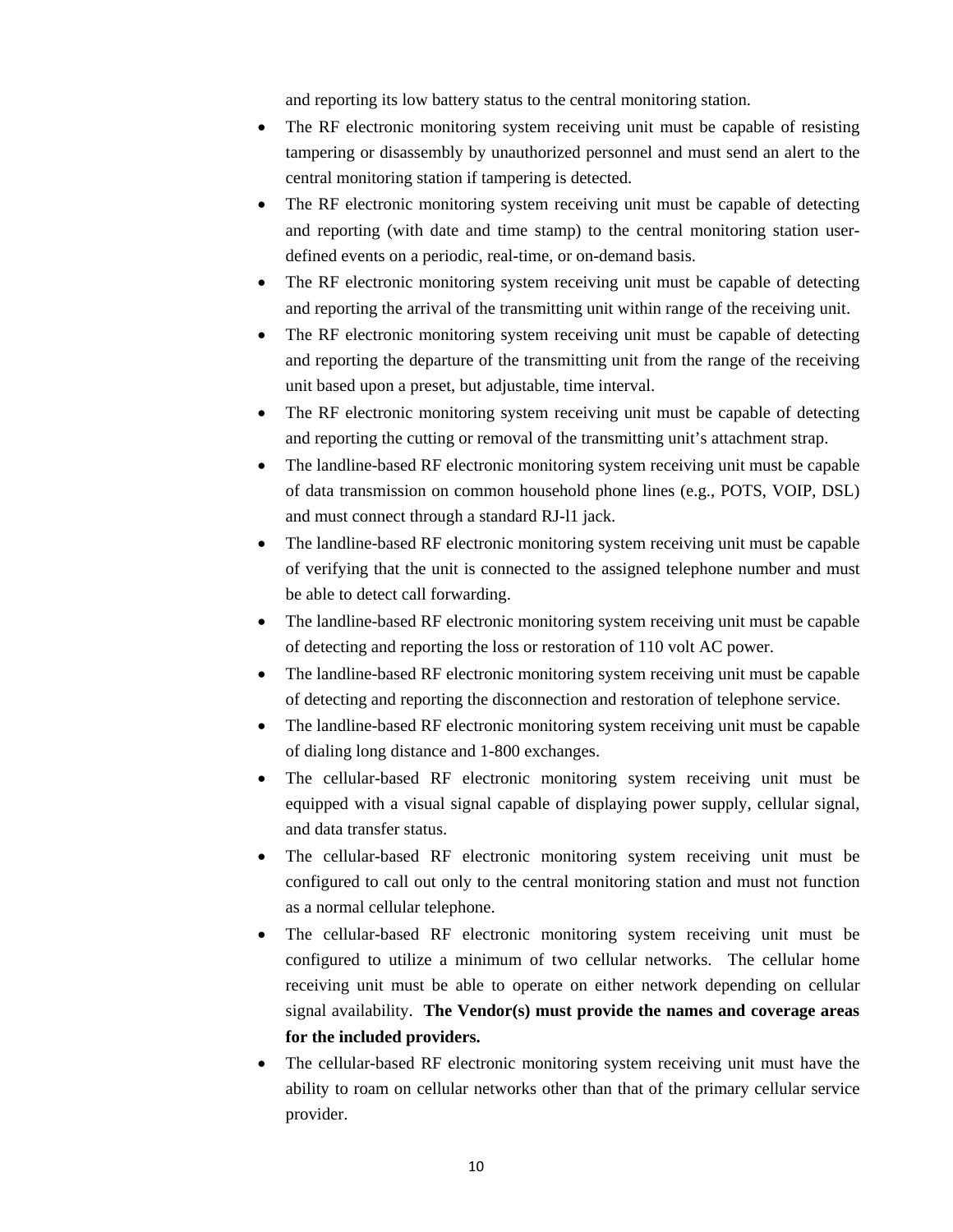and reporting its low battery status to the central monitoring station.

- The RF electronic monitoring system receiving unit must be capable of resisting tampering or disassembly by unauthorized personnel and must send an alert to the central monitoring station if tampering is detected.
- The RF electronic monitoring system receiving unit must be capable of detecting and reporting (with date and time stamp) to the central monitoring station user-defined events on a periodic, real-time, or on-demand basis.
- The RF electronic monitoring system receiving unit must be capable of detecting and reporting the arrival of the transmitting unit within range of the receiving unit.
- The RF electronic monitoring system receiving unit must be capable of detecting and reporting the departure of the transmitting unit from the range of the receiving unit based upon a preset, but adjustable, time interval.
- The RF electronic monitoring system receiving unit must be capable of detecting and reporting the cutting or removal of the transmitting unit's attachment strap.
- The landline-based RF electronic monitoring system receiving unit must be capable of data transmission on common household phone lines (e.g., POTS, VOIP, DSL) and must connect through a standard RJ-l1 jack.
- The landline-based RF electronic monitoring system receiving unit must be capable of verifying that the unit is connected to the assigned telephone number and must be able to detect call forwarding.
- The landline-based RF electronic monitoring system receiving unit must be capable of detecting and reporting the loss or restoration of 110 volt AC power.
- The landline-based RF electronic monitoring system receiving unit must be capable of detecting and reporting the disconnection and restoration of telephone service.
- The landline-based RF electronic monitoring system receiving unit must be capable of dialing long distance and 1-800 exchanges.
- The cellular-based RF electronic monitoring system receiving unit must be equipped with a visual signal capable of displaying power supply, cellular signal, and data transfer status.
- The cellular-based RF electronic monitoring system receiving unit must be configured to call out only to the central monitoring station and must not function as a normal cellular telephone.
- The cellular-based RF electronic monitoring system receiving unit must be configured to utilize a minimum of two cellular networks. The cellular home receiving unit must be able to operate on either network depending on cellular signal availability. **The Vendor(s) must provide the names and coverage areas for the included providers.**
- The cellular-based RF electronic monitoring system receiving unit must have the ability to roam on cellular networks other than that of the primary cellular service provider.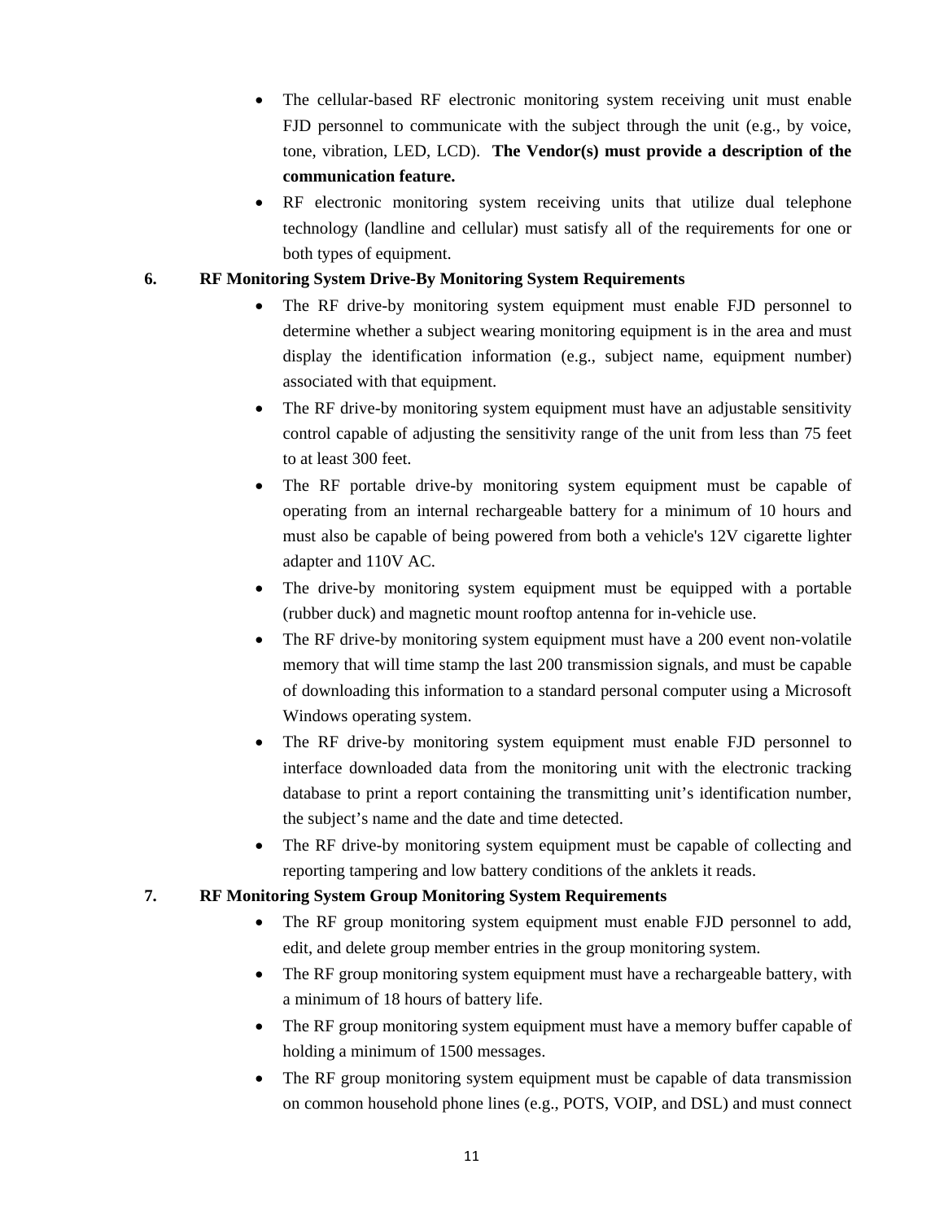- The cellular-based RF electronic monitoring system receiving unit must enable FJD personnel to communicate with the subject through the unit (e.g., by voice, tone, vibration, LED, LCD). **The Vendor(s) must provide a description of the communication feature.**
- RF electronic monitoring system receiving units that utilize dual telephone technology (landline and cellular) must satisfy all of the requirements for one or both types of equipment.

**6. RF Monitoring System Drive-By Monitoring System Requirements**

- The RF drive-by monitoring system equipment must enable FJD personnel to determine whether a subject wearing monitoring equipment is in the area and must display the identification information (e.g., subject name, equipment number) associated with that equipment.
- The RF drive-by monitoring system equipment must have an adjustable sensitivity control capable of adjusting the sensitivity range of the unit from less than 75 feet to at least 300 feet.
- The RF portable drive-by monitoring system equipment must be capable of operating from an internal rechargeable battery for a minimum of 10 hours and must also be capable of being powered from both a vehicle's 12V cigarette lighter adapter and 110V AC.
- The drive-by monitoring system equipment must be equipped with a portable (rubber duck) and magnetic mount rooftop antenna for in-vehicle use.
- The RF drive-by monitoring system equipment must have a 200 event non-volatile memory that will time stamp the last 200 transmission signals, and must be capable of downloading this information to a standard personal computer using a Microsoft Windows operating system.
- The RF drive-by monitoring system equipment must enable FJD personnel to interface downloaded data from the monitoring unit with the electronic tracking database to print a report containing the transmitting unit's identification number, the subject's name and the date and time detected.
- The RF drive-by monitoring system equipment must be capable of collecting and reporting tampering and low battery conditions of the anklets it reads.

**7. RF Monitoring System Group Monitoring System Requirements**

- The RF group monitoring system equipment must enable FJD personnel to add, edit, and delete group member entries in the group monitoring system.
- The RF group monitoring system equipment must have a rechargeable battery, with a minimum of 18 hours of battery life.
- The RF group monitoring system equipment must have a memory buffer capable of holding a minimum of 1500 messages.
- The RF group monitoring system equipment must be capable of data transmission on common household phone lines (e.g., POTS, VOIP, and DSL) and must connect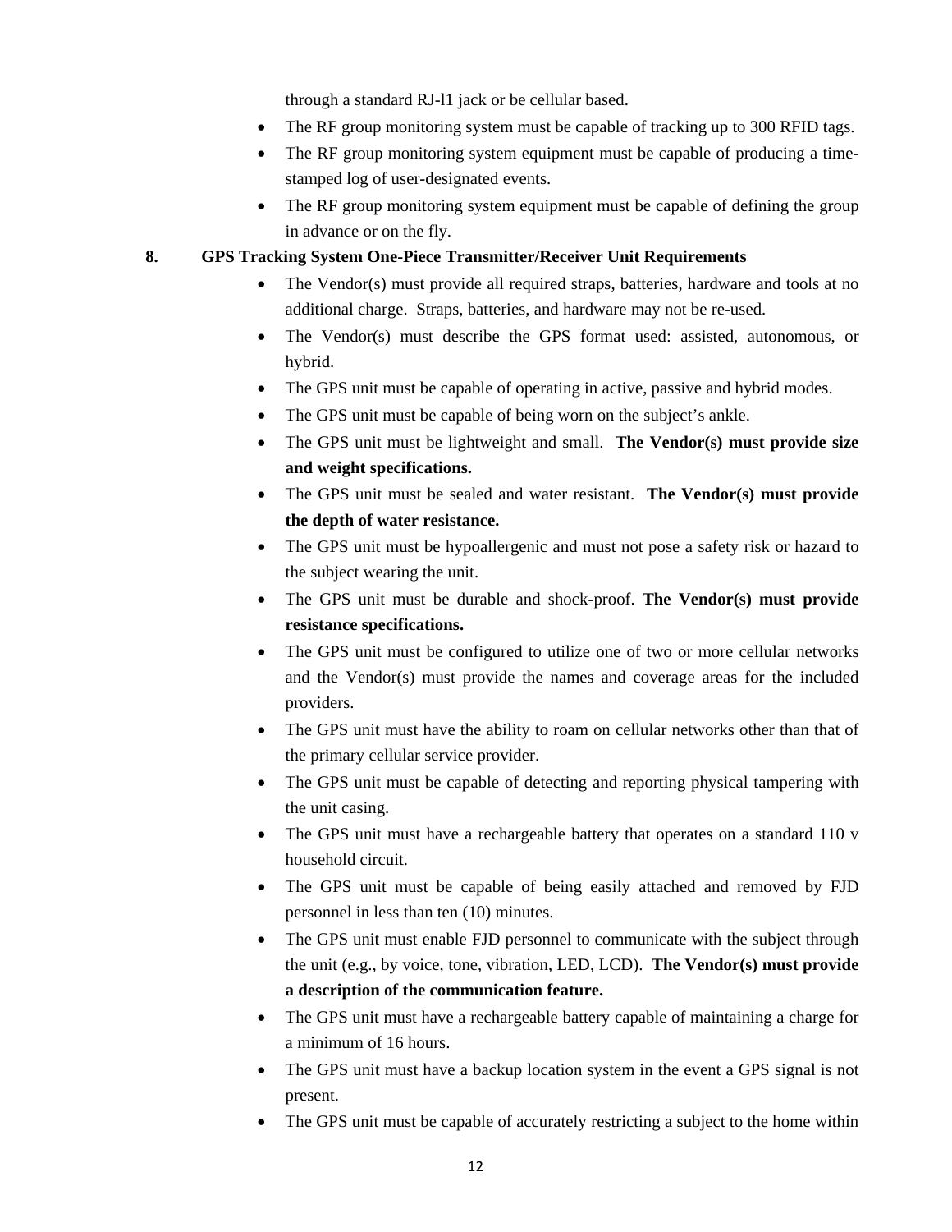through a standard RJ-l1 jack or be cellular based.

- The RF group monitoring system must be capable of tracking up to 300 RFID tags.
- The RF group monitoring system equipment must be capable of producing a time-stamped log of user-designated events.
- The RF group monitoring system equipment must be capable of defining the group in advance or on the fly.

**8. GPS Tracking System One-Piece Transmitter/Receiver Unit Requirements**

- The Vendor(s) must provide all required straps, batteries, hardware and tools at no additional charge. Straps, batteries, and hardware may not be re-used.
- The Vendor(s) must describe the GPS format used: assisted, autonomous, or hybrid.
- The GPS unit must be capable of operating in active, passive and hybrid modes.
- The GPS unit must be capable of being worn on the subject's ankle.
- The GPS unit must be lightweight and small. **The Vendor(s) must provide size and weight specifications.**
- The GPS unit must be sealed and water resistant. **The Vendor(s) must provide the depth of water resistance.**
- The GPS unit must be hypoallergenic and must not pose a safety risk or hazard to the subject wearing the unit.
- The GPS unit must be durable and shock-proof. **The Vendor(s) must provide resistance specifications.**
- The GPS unit must be configured to utilize one of two or more cellular networks and the Vendor(s) must provide the names and coverage areas for the included providers.
- The GPS unit must have the ability to roam on cellular networks other than that of the primary cellular service provider.
- The GPS unit must be capable of detecting and reporting physical tampering with the unit casing.
- The GPS unit must have a rechargeable battery that operates on a standard 110 v household circuit.
- The GPS unit must be capable of being easily attached and removed by FJD personnel in less than ten (10) minutes.
- The GPS unit must enable FJD personnel to communicate with the subject through the unit (e.g., by voice, tone, vibration, LED, LCD). **The Vendor(s) must provide a description of the communication feature.**
- The GPS unit must have a rechargeable battery capable of maintaining a charge for a minimum of 16 hours.
- The GPS unit must have a backup location system in the event a GPS signal is not present.
- The GPS unit must be capable of accurately restricting a subject to the home within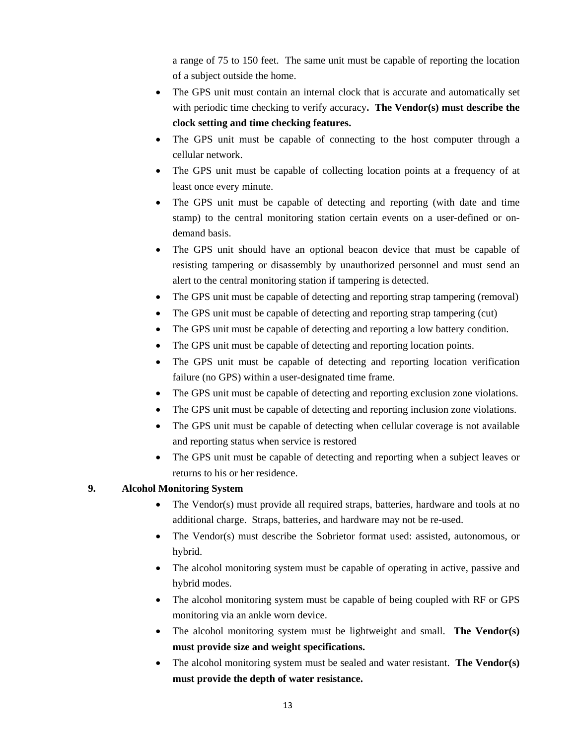a range of 75 to 150 feet. The same unit must be capable of reporting the location of a subject outside the home.

- The GPS unit must contain an internal clock that is accurate and automatically set with periodic time checking to verify accuracy. **The Vendor(s) must describe the clock setting and time checking features.**
- The GPS unit must be capable of connecting to the host computer through a cellular network.
- The GPS unit must be capable of collecting location points at a frequency of at least once every minute.
- The GPS unit must be capable of detecting and reporting (with date and time stamp) to the central monitoring station certain events on a user-defined or on-demand basis.
- The GPS unit should have an optional beacon device that must be capable of resisting tampering or disassembly by unauthorized personnel and must send an alert to the central monitoring station if tampering is detected.
- The GPS unit must be capable of detecting and reporting strap tampering (removal)
- The GPS unit must be capable of detecting and reporting strap tampering (cut)
- The GPS unit must be capable of detecting and reporting a low battery condition.
- The GPS unit must be capable of detecting and reporting location points.
- The GPS unit must be capable of detecting and reporting location verification failure (no GPS) within a user-designated time frame.
- The GPS unit must be capable of detecting and reporting exclusion zone violations.
- The GPS unit must be capable of detecting and reporting inclusion zone violations.
- The GPS unit must be capable of detecting when cellular coverage is not available and reporting status when service is restored
- The GPS unit must be capable of detecting and reporting when a subject leaves or returns to his or her residence.

**9. Alcohol Monitoring System**

- The Vendor(s) must provide all required straps, batteries, hardware and tools at no additional charge. Straps, batteries, and hardware may not be re-used.
- The Vendor(s) must describe the Sobrietor format used: assisted, autonomous, or hybrid.
- The alcohol monitoring system must be capable of operating in active, passive and hybrid modes.
- The alcohol monitoring system must be capable of being coupled with RF or GPS monitoring via an ankle worn device.
- The alcohol monitoring system must be lightweight and small. **The Vendor(s) must provide size and weight specifications.**
- The alcohol monitoring system must be sealed and water resistant. **The Vendor(s) must provide the depth of water resistance.**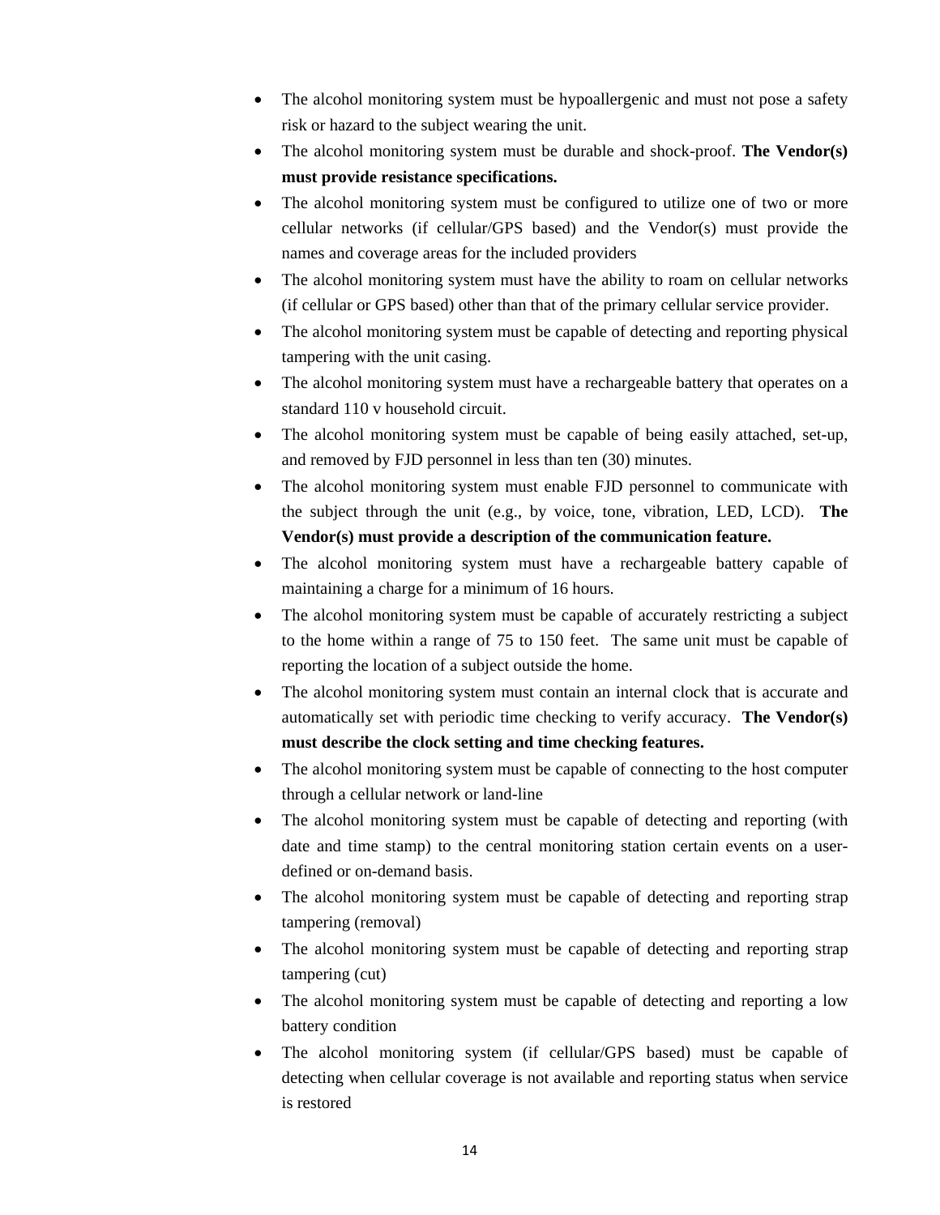- The alcohol monitoring system must be hypoallergenic and must not pose a safety risk or hazard to the subject wearing the unit.
- The alcohol monitoring system must be durable and shock-proof. **The Vendor(s) must provide resistance specifications.**
- The alcohol monitoring system must be configured to utilize one of two or more cellular networks (if cellular/GPS based) and the Vendor(s) must provide the names and coverage areas for the included providers
- The alcohol monitoring system must have the ability to roam on cellular networks (if cellular or GPS based) other than that of the primary cellular service provider.
- The alcohol monitoring system must be capable of detecting and reporting physical tampering with the unit casing.
- The alcohol monitoring system must have a rechargeable battery that operates on a standard 110 v household circuit.
- The alcohol monitoring system must be capable of being easily attached, set-up, and removed by FJD personnel in less than ten (30) minutes.
- The alcohol monitoring system must enable FJD personnel to communicate with the subject through the unit (e.g., by voice, tone, vibration, LED, LCD). **The Vendor(s) must provide a description of the communication feature.**
- The alcohol monitoring system must have a rechargeable battery capable of maintaining a charge for a minimum of 16 hours.
- The alcohol monitoring system must be capable of accurately restricting a subject to the home within a range of 75 to 150 feet. The same unit must be capable of reporting the location of a subject outside the home.
- The alcohol monitoring system must contain an internal clock that is accurate and automatically set with periodic time checking to verify accuracy. **The Vendor(s) must describe the clock setting and time checking features.**
- The alcohol monitoring system must be capable of connecting to the host computer through a cellular network or land-line
- The alcohol monitoring system must be capable of detecting and reporting (with date and time stamp) to the central monitoring station certain events on a user-defined or on-demand basis.
- The alcohol monitoring system must be capable of detecting and reporting strap tampering (removal)
- The alcohol monitoring system must be capable of detecting and reporting strap tampering (cut)
- The alcohol monitoring system must be capable of detecting and reporting a low battery condition
- The alcohol monitoring system (if cellular/GPS based) must be capable of detecting when cellular coverage is not available and reporting status when service is restored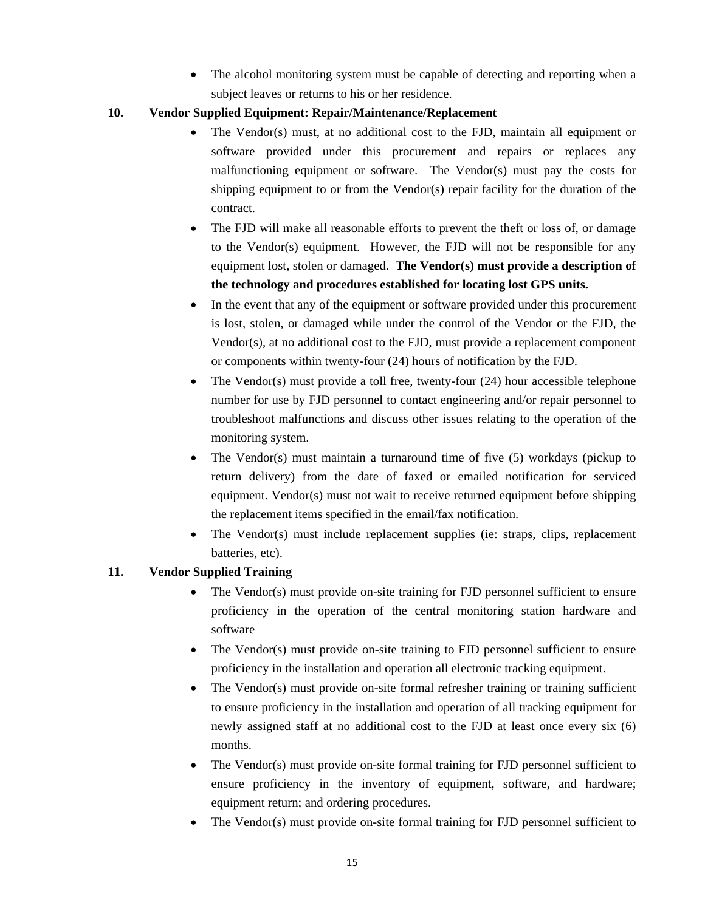- The alcohol monitoring system must be capable of detecting and reporting when a subject leaves or returns to his or her residence.

**10. Vendor Supplied Equipment: Repair/Maintenance/Replacement**

- The Vendor(s) must, at no additional cost to the FJD, maintain all equipment or software provided under this procurement and repairs or replaces any malfunctioning equipment or software. The Vendor(s) must pay the costs for shipping equipment to or from the Vendor(s) repair facility for the duration of the contract.
- The FJD will make all reasonable efforts to prevent the theft or loss of, or damage to the Vendor(s) equipment. However, the FJD will not be responsible for any equipment lost, stolen or damaged. **The Vendor(s) must provide a description of the technology and procedures established for locating lost GPS units.**
- In the event that any of the equipment or software provided under this procurement is lost, stolen, or damaged while under the control of the Vendor or the FJD, the Vendor(s), at no additional cost to the FJD, must provide a replacement component or components within twenty-four (24) hours of notification by the FJD.
- The Vendor(s) must provide a toll free, twenty-four (24) hour accessible telephone number for use by FJD personnel to contact engineering and/or repair personnel to troubleshoot malfunctions and discuss other issues relating to the operation of the monitoring system.
- The Vendor(s) must maintain a turnaround time of five (5) workdays (pickup to return delivery) from the date of faxed or emailed notification for serviced equipment. Vendor(s) must not wait to receive returned equipment before shipping the replacement items specified in the email/fax notification.
- The Vendor(s) must include replacement supplies (ie: straps, clips, replacement batteries, etc).

**11. Vendor Supplied Training**

- The Vendor(s) must provide on-site training for FJD personnel sufficient to ensure proficiency in the operation of the central monitoring station hardware and software
- The Vendor(s) must provide on-site training to FJD personnel sufficient to ensure proficiency in the installation and operation all electronic tracking equipment.
- The Vendor(s) must provide on-site formal refresher training or training sufficient to ensure proficiency in the installation and operation of all tracking equipment for newly assigned staff at no additional cost to the FJD at least once every six (6) months.
- The Vendor(s) must provide on-site formal training for FJD personnel sufficient to ensure proficiency in the inventory of equipment, software, and hardware; equipment return; and ordering procedures.
- The Vendor(s) must provide on-site formal training for FJD personnel sufficient to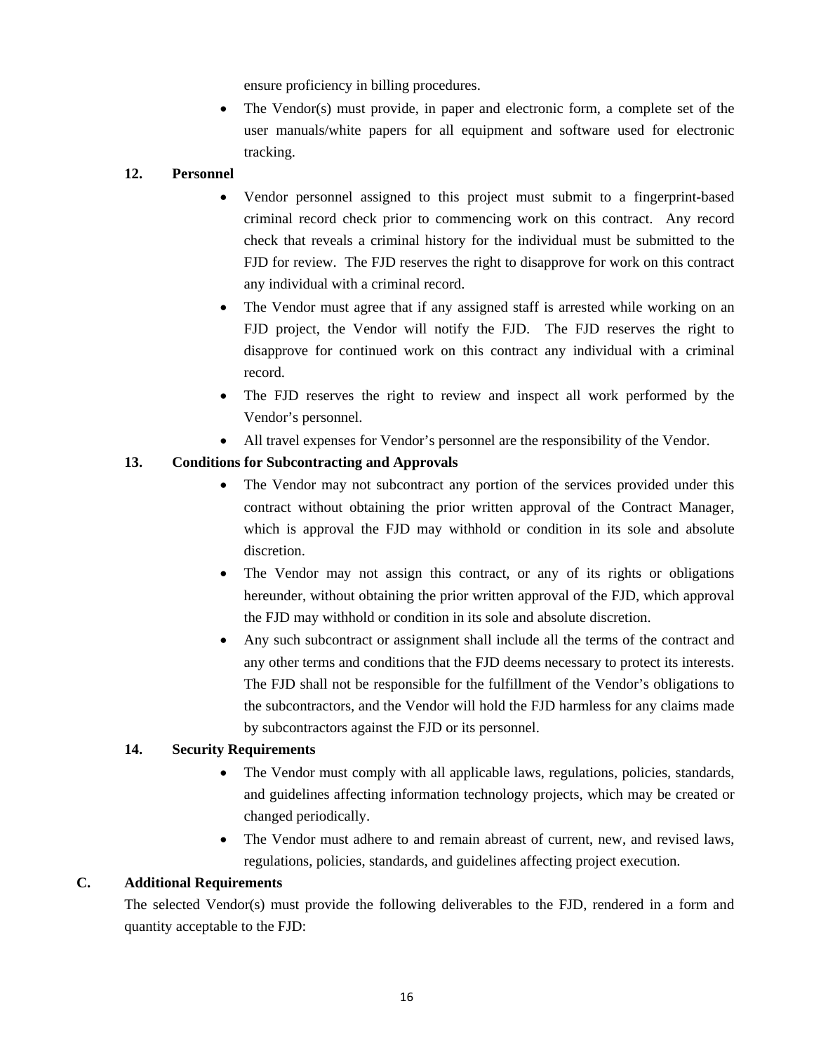ensure proficiency in billing procedures.

- The Vendor(s) must provide, in paper and electronic form, a complete set of the user manuals/white papers for all equipment and software used for electronic tracking.

**12. Personnel**

- Vendor personnel assigned to this project must submit to a fingerprint-based criminal record check prior to commencing work on this contract. Any record check that reveals a criminal history for the individual must be submitted to the FJD for review. The FJD reserves the right to disapprove for work on this contract any individual with a criminal record.
- The Vendor must agree that if any assigned staff is arrested while working on an FJD project, the Vendor will notify the FJD. The FJD reserves the right to disapprove for continued work on this contract any individual with a criminal record.
- The FJD reserves the right to review and inspect all work performed by the Vendor's personnel.
- All travel expenses for Vendor's personnel are the responsibility of the Vendor.

**13. Conditions for Subcontracting and Approvals**

- The Vendor may not subcontract any portion of the services provided under this contract without obtaining the prior written approval of the Contract Manager, which is approval the FJD may withhold or condition in its sole and absolute discretion.
- The Vendor may not assign this contract, or any of its rights or obligations hereunder, without obtaining the prior written approval of the FJD, which approval the FJD may withhold or condition in its sole and absolute discretion.
- Any such subcontract or assignment shall include all the terms of the contract and any other terms and conditions that the FJD deems necessary to protect its interests. The FJD shall not be responsible for the fulfillment of the Vendor's obligations to the subcontractors, and the Vendor will hold the FJD harmless for any claims made by subcontractors against the FJD or its personnel.

**14. Security Requirements**

- The Vendor must comply with all applicable laws, regulations, policies, standards, and guidelines affecting information technology projects, which may be created or changed periodically.
- The Vendor must adhere to and remain abreast of current, new, and revised laws, regulations, policies, standards, and guidelines affecting project execution.

**C. Additional Requirements**

The selected Vendor(s) must provide the following deliverables to the FJD, rendered in a form and quantity acceptable to the FJD: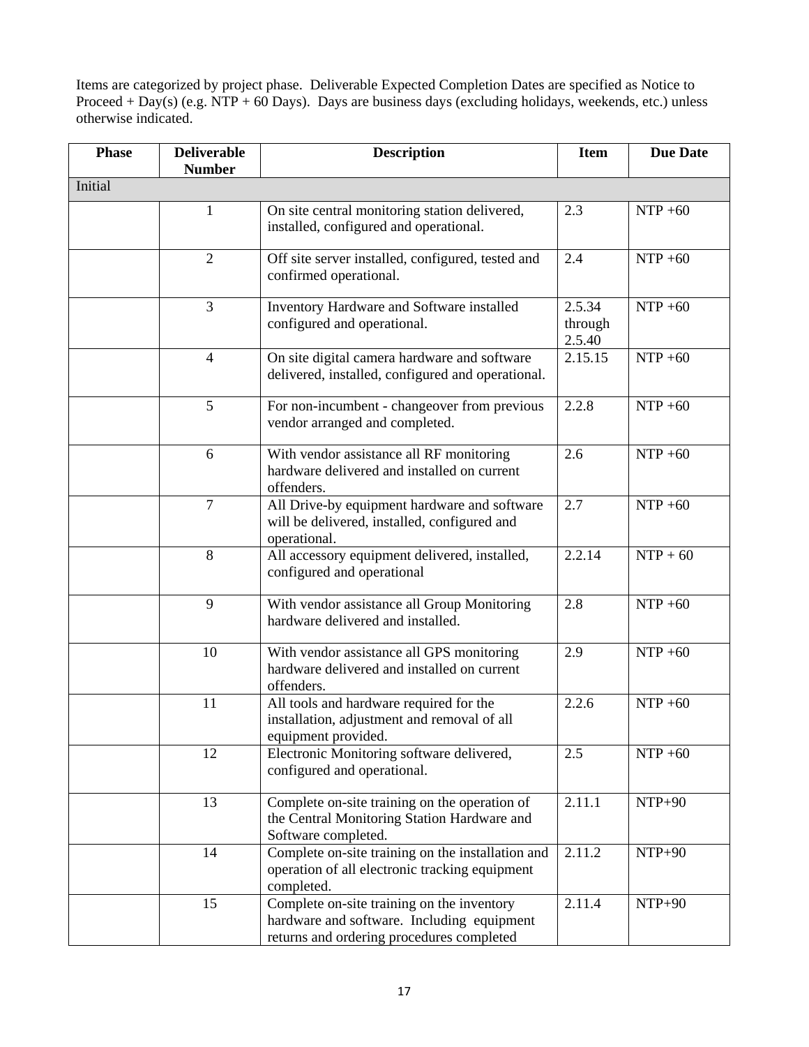Items are categorized by project phase. Deliverable Expected Completion Dates are specified as Notice to Proceed + Day(s) (e.g. NTP + 60 Days). Days are business days (excluding holidays, weekends, etc.) unless otherwise indicated.

| Phase | Deliverable Number | Description | Item | Due Date |
|---|---|---|---|---|
| Initial | | | | |
| | 1 | On site central monitoring station delivered, installed, configured and operational. | 2.3 | NTP +60 |
| | 2 | Off site server installed, configured, tested and confirmed operational. | 2.4 | NTP +60 |
| | 3 | Inventory Hardware and Software installed configured and operational. | 2.5.34 through 2.5.40 | NTP +60 |
| | 4 | On site digital camera hardware and software delivered, installed, configured and operational. | 2.15.15 | NTP +60 |
| | 5 | For non-incumbent - changeover from previous vendor arranged and completed. | 2.2.8 | NTP +60 |
| | 6 | With vendor assistance all RF monitoring hardware delivered and installed on current offenders. | 2.6 | NTP +60 |
| | 7 | All Drive-by equipment hardware and software will be delivered, installed, configured and operational. | 2.7 | NTP +60 |
| | 8 | All accessory equipment delivered, installed, configured and operational | 2.2.14 | NTP + 60 |
| | 9 | With vendor assistance all Group Monitoring hardware delivered and installed. | 2.8 | NTP +60 |
| | 10 | With vendor assistance all GPS monitoring hardware delivered and installed on current offenders. | 2.9 | NTP +60 |
| | 11 | All tools and hardware required for the installation, adjustment and removal of all equipment provided. | 2.2.6 | NTP +60 |
| | 12 | Electronic Monitoring software delivered, configured and operational. | 2.5 | NTP +60 |
| | 13 | Complete on-site training on the operation of the Central Monitoring Station Hardware and Software completed. | 2.11.1 | NTP+90 |
| | 14 | Complete on-site training on the installation and operation of all electronic tracking equipment completed. | 2.11.2 | NTP+90 |
| | 15 | Complete on-site training on the inventory hardware and software. Including equipment returns and ordering procedures completed | 2.11.4 | NTP+90 |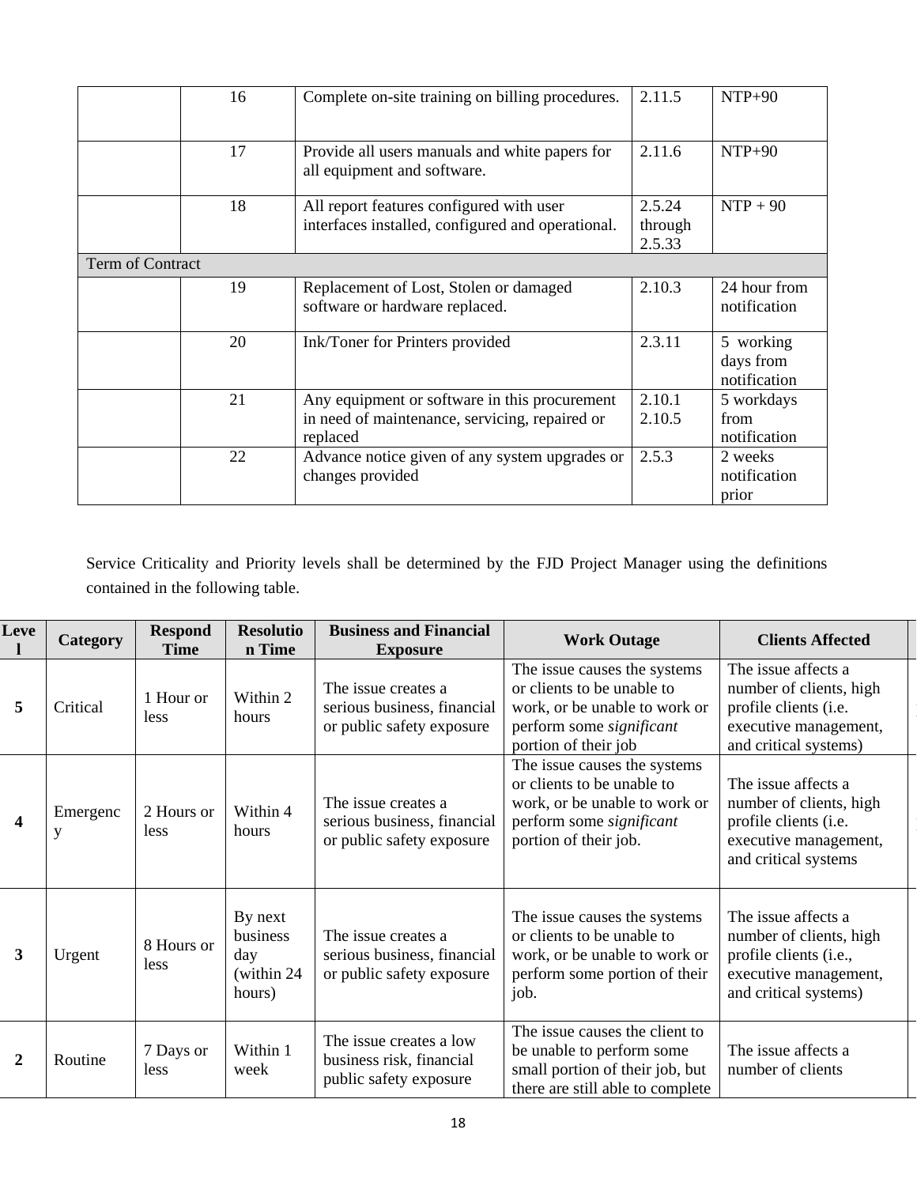| | | | | |
|---|---|---|---|---|
| | 16 | Complete on-site training on billing procedures. | 2.11.5 | NTP+90 |
| | 17 | Provide all users manuals and white papers for all equipment and software. | 2.11.6 | NTP+90 |
| | 18 | All report features configured with user interfaces installed, configured and operational. | 2.5.24 through 2.5.33 | NTP + 90 |
| Term of Contract | | | | |
| | 19 | Replacement of Lost, Stolen or damaged software or hardware replaced. | 2.10.3 | 24 hour from notification |
| | 20 | Ink/Toner for Printers provided | 2.3.11 | 5 working days from notification |
| | 21 | Any equipment or software in this procurement in need of maintenance, servicing, repaired or replaced | 2.10.1 2.10.5 | 5 workdays from notification |
| | 22 | Advance notice given of any system upgrades or changes provided | 2.5.3 | 2 weeks notification prior |

Service Criticality and Priority levels shall be determined by the FJD Project Manager using the definitions contained in the following table.

| Level | Category | Respond Time | Resolution Time | Business and Financial Exposure | Work Outage | Clients Affected |
|---|---|---|---|---|---|---|
| **5** | Critical | 1 Hour or less | Within 2 hours | The issue creates a serious business, financial or public safety exposure | The issue causes the systems or clients to be unable to work, or be unable to work or perform some *significant* portion of their job | The issue affects a number of clients, high profile clients (i.e. executive management, and critical systems) |
| **4** | Emergency | 2 Hours or less | Within 4 hours | The issue creates a serious business, financial or public safety exposure | The issue causes the systems or clients to be unable to work, or be unable to work or perform some *significant* portion of their job. | The issue affects a number of clients, high profile clients (i.e. executive management, and critical systems |
| **3** | Urgent | 8 Hours or less | By next business day (within 24 hours) | The issue creates a serious business, financial or public safety exposure | The issue causes the systems or clients to be unable to work, or be unable to work or perform some portion of their job. | The issue affects a number of clients, high profile clients (i.e., executive management, and critical systems) |
| **2** | Routine | 7 Days or less | Within 1 week | The issue creates a low business risk, financial public safety exposure | The issue causes the client to be unable to perform some small portion of their job, but there are still able to complete | The issue affects a number of clients |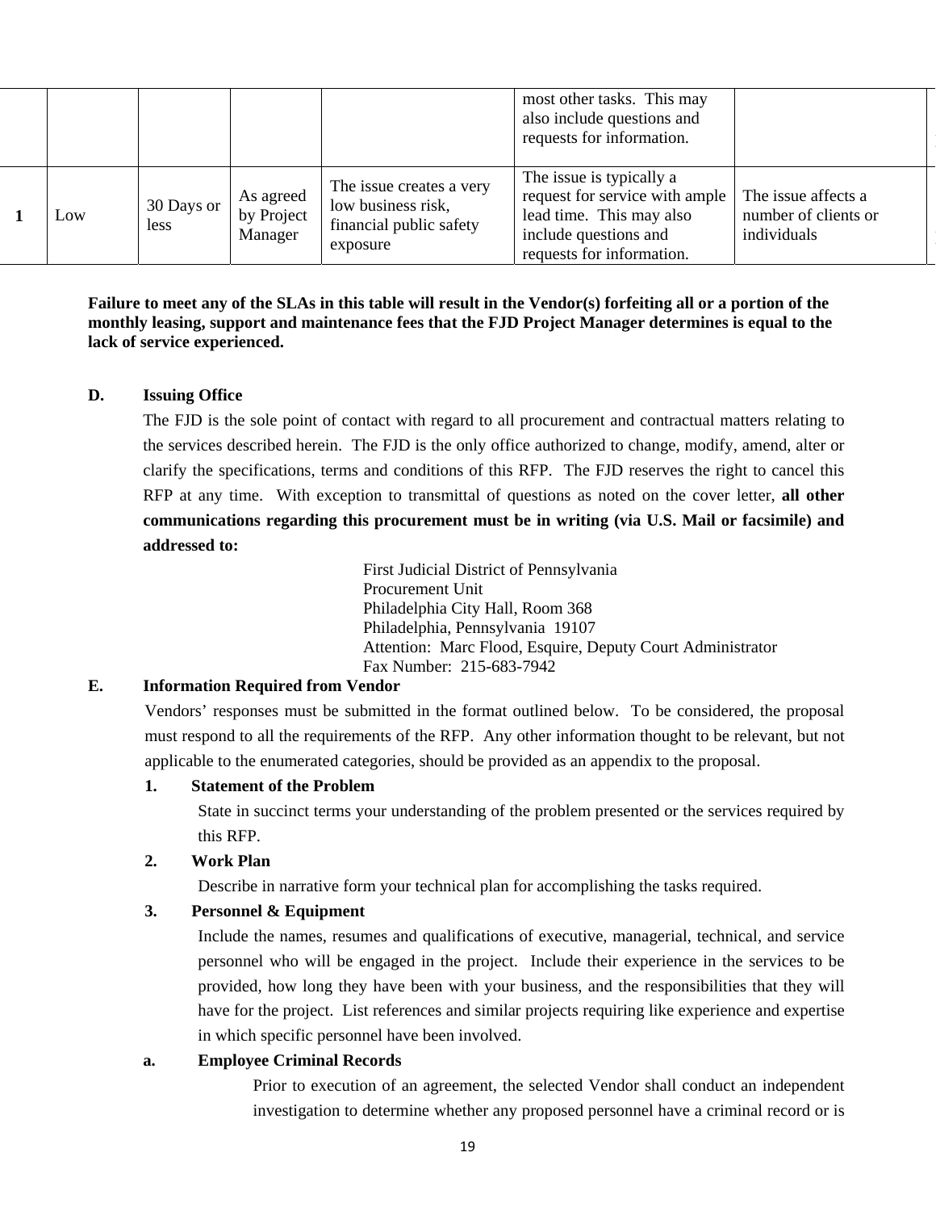| | | | | | | | |
|---|---|---|---|---|---|---|---|
| | | | | | most other tasks. This may also include questions and requests for information. | | |
| **1** | Low | 30 Days or less | As agreed by Project Manager | The issue creates a very low business risk, financial public safety exposure | The issue is typically a request for service with ample lead time. This may also include questions and requests for information. | The issue affects a number of clients or individuals | |

**Failure to meet any of the SLAs in this table will result in the Vendor(s) forfeiting all or a portion of the monthly leasing, support and maintenance fees that the FJD Project Manager determines is equal to the lack of service experienced.**

**D. Issuing Office**

The FJD is the sole point of contact with regard to all procurement and contractual matters relating to the services described herein. The FJD is the only office authorized to change, modify, amend, alter or clarify the specifications, terms and conditions of this RFP. The FJD reserves the right to cancel this RFP at any time. With exception to transmittal of questions as noted on the cover letter, **all other communications regarding this procurement must be in writing (via U.S. Mail or facsimile) and addressed to:**

First Judicial District of Pennsylvania
Procurement Unit
Philadelphia City Hall, Room 368
Philadelphia, Pennsylvania 19107
Attention: Marc Flood, Esquire, Deputy Court Administrator
Fax Number: 215-683-7942

**E. Information Required from Vendor**

Vendors' responses must be submitted in the format outlined below. To be considered, the proposal must respond to all the requirements of the RFP. Any other information thought to be relevant, but not applicable to the enumerated categories, should be provided as an appendix to the proposal.

**1. Statement of the Problem**

State in succinct terms your understanding of the problem presented or the services required by this RFP.

**2. Work Plan**

Describe in narrative form your technical plan for accomplishing the tasks required.

**3. Personnel & Equipment**

Include the names, resumes and qualifications of executive, managerial, technical, and service personnel who will be engaged in the project. Include their experience in the services to be provided, how long they have been with your business, and the responsibilities that they will have for the project. List references and similar projects requiring like experience and expertise in which specific personnel have been involved.

**a. Employee Criminal Records**

Prior to execution of an agreement, the selected Vendor shall conduct an independent investigation to determine whether any proposed personnel have a criminal record or is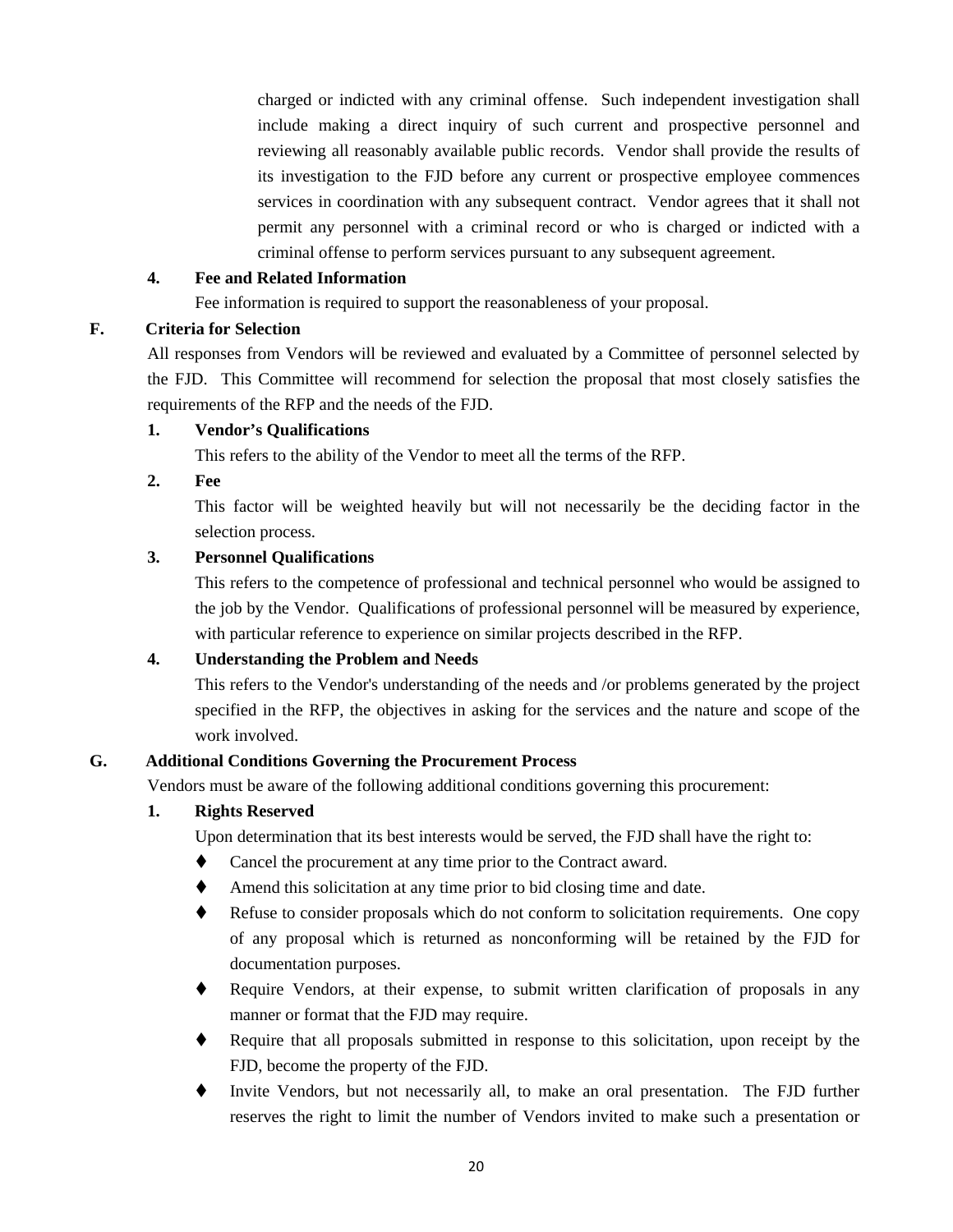charged or indicted with any criminal offense. Such independent investigation shall include making a direct inquiry of such current and prospective personnel and reviewing all reasonably available public records. Vendor shall provide the results of its investigation to the FJD before any current or prospective employee commences services in coordination with any subsequent contract. Vendor agrees that it shall not permit any personnel with a criminal record or who is charged or indicted with a criminal offense to perform services pursuant to any subsequent agreement.

**4. Fee and Related Information**

Fee information is required to support the reasonableness of your proposal.

**F. Criteria for Selection**

All responses from Vendors will be reviewed and evaluated by a Committee of personnel selected by the FJD. This Committee will recommend for selection the proposal that most closely satisfies the requirements of the RFP and the needs of the FJD.

**1. Vendor's Qualifications**

This refers to the ability of the Vendor to meet all the terms of the RFP.

**2. Fee**

This factor will be weighted heavily but will not necessarily be the deciding factor in the selection process.

**3. Personnel Qualifications**

This refers to the competence of professional and technical personnel who would be assigned to the job by the Vendor. Qualifications of professional personnel will be measured by experience, with particular reference to experience on similar projects described in the RFP.

**4. Understanding the Problem and Needs**

This refers to the Vendor's understanding of the needs and /or problems generated by the project specified in the RFP, the objectives in asking for the services and the nature and scope of the work involved.

**G. Additional Conditions Governing the Procurement Process**

Vendors must be aware of the following additional conditions governing this procurement:

**1. Rights Reserved**

Upon determination that its best interests would be served, the FJD shall have the right to:

- Cancel the procurement at any time prior to the Contract award.
- Amend this solicitation at any time prior to bid closing time and date.
- Refuse to consider proposals which do not conform to solicitation requirements. One copy of any proposal which is returned as nonconforming will be retained by the FJD for documentation purposes.
- Require Vendors, at their expense, to submit written clarification of proposals in any manner or format that the FJD may require.
- Require that all proposals submitted in response to this solicitation, upon receipt by the FJD, become the property of the FJD.
- Invite Vendors, but not necessarily all, to make an oral presentation. The FJD further reserves the right to limit the number of Vendors invited to make such a presentation or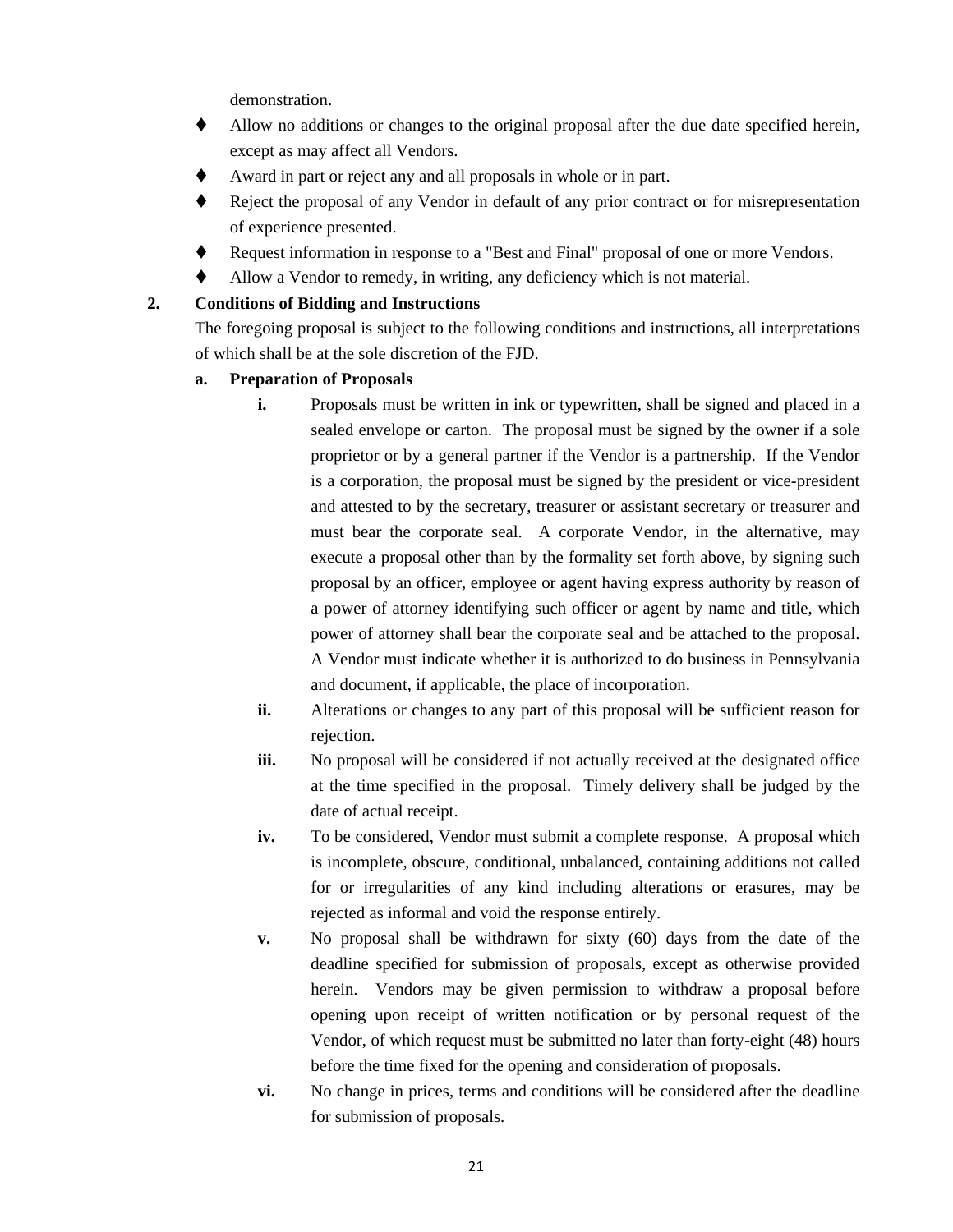demonstration.

- Allow no additions or changes to the original proposal after the due date specified herein, except as may affect all Vendors.
- Award in part or reject any and all proposals in whole or in part.
- Reject the proposal of any Vendor in default of any prior contract or for misrepresentation of experience presented.
- Request information in response to a "Best and Final" proposal of one or more Vendors.
- Allow a Vendor to remedy, in writing, any deficiency which is not material.

**2. Conditions of Bidding and Instructions**

The foregoing proposal is subject to the following conditions and instructions, all interpretations of which shall be at the sole discretion of the FJD.

**a. Preparation of Proposals**

**i.** Proposals must be written in ink or typewritten, shall be signed and placed in a sealed envelope or carton. The proposal must be signed by the owner if a sole proprietor or by a general partner if the Vendor is a partnership. If the Vendor is a corporation, the proposal must be signed by the president or vice-president and attested to by the secretary, treasurer or assistant secretary or treasurer and must bear the corporate seal. A corporate Vendor, in the alternative, may execute a proposal other than by the formality set forth above, by signing such proposal by an officer, employee or agent having express authority by reason of a power of attorney identifying such officer or agent by name and title, which power of attorney shall bear the corporate seal and be attached to the proposal. A Vendor must indicate whether it is authorized to do business in Pennsylvania and document, if applicable, the place of incorporation.

**ii.** Alterations or changes to any part of this proposal will be sufficient reason for rejection.

**iii.** No proposal will be considered if not actually received at the designated office at the time specified in the proposal. Timely delivery shall be judged by the date of actual receipt.

**iv.** To be considered, Vendor must submit a complete response. A proposal which is incomplete, obscure, conditional, unbalanced, containing additions not called for or irregularities of any kind including alterations or erasures, may be rejected as informal and void the response entirely.

**v.** No proposal shall be withdrawn for sixty (60) days from the date of the deadline specified for submission of proposals, except as otherwise provided herein. Vendors may be given permission to withdraw a proposal before opening upon receipt of written notification or by personal request of the Vendor, of which request must be submitted no later than forty-eight (48) hours before the time fixed for the opening and consideration of proposals.

**vi.** No change in prices, terms and conditions will be considered after the deadline for submission of proposals.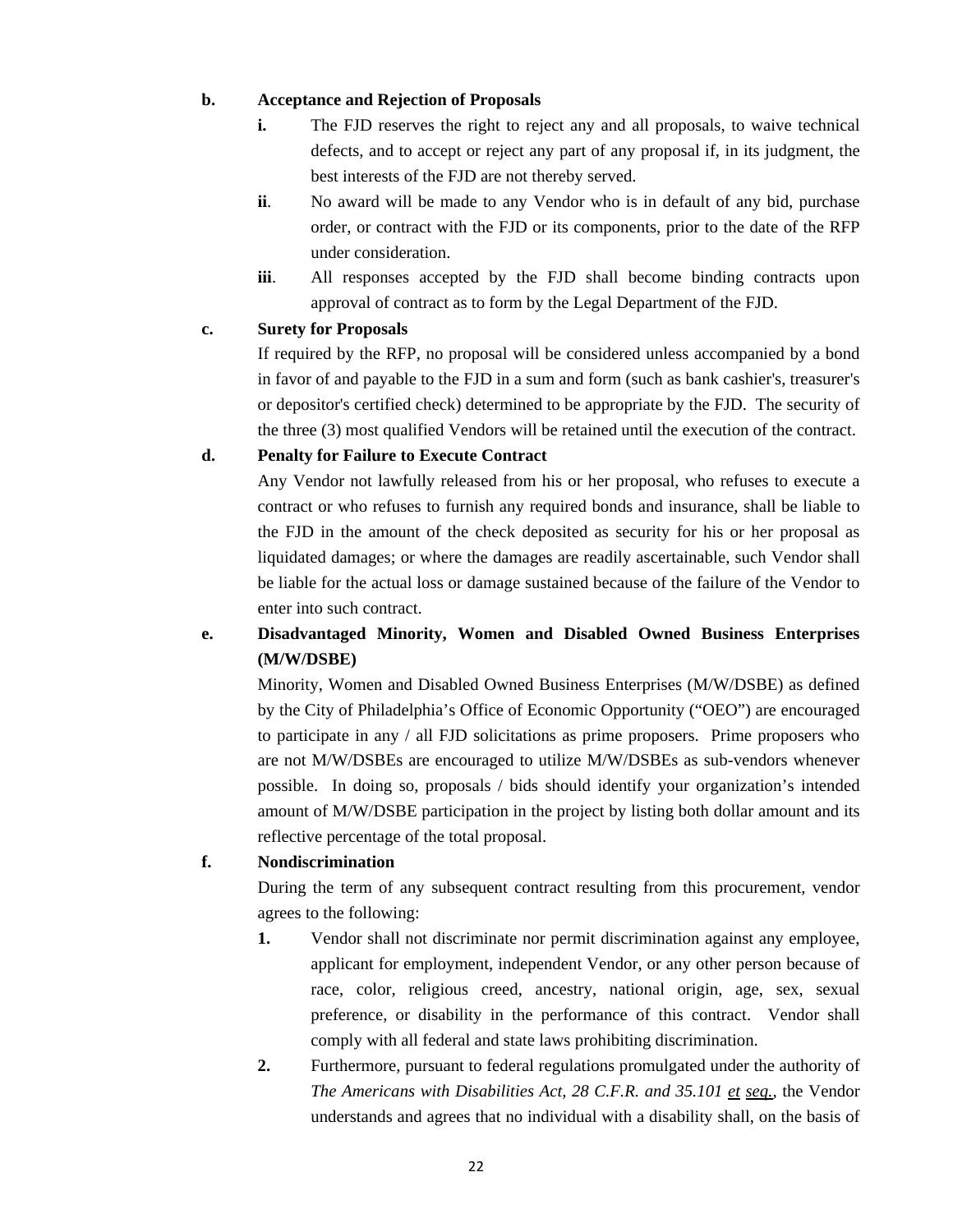**b. Acceptance and Rejection of Proposals**

**i.** The FJD reserves the right to reject any and all proposals, to waive technical defects, and to accept or reject any part of any proposal if, in its judgment, the best interests of the FJD are not thereby served.

**ii**. No award will be made to any Vendor who is in default of any bid, purchase order, or contract with the FJD or its components, prior to the date of the RFP under consideration.

**iii**. All responses accepted by the FJD shall become binding contracts upon approval of contract as to form by the Legal Department of the FJD.

**c. Surety for Proposals**

If required by the RFP, no proposal will be considered unless accompanied by a bond in favor of and payable to the FJD in a sum and form (such as bank cashier's, treasurer's or depositor's certified check) determined to be appropriate by the FJD. The security of the three (3) most qualified Vendors will be retained until the execution of the contract.

**d. Penalty for Failure to Execute Contract**

Any Vendor not lawfully released from his or her proposal, who refuses to execute a contract or who refuses to furnish any required bonds and insurance, shall be liable to the FJD in the amount of the check deposited as security for his or her proposal as liquidated damages; or where the damages are readily ascertainable, such Vendor shall be liable for the actual loss or damage sustained because of the failure of the Vendor to enter into such contract.

**e. Disadvantaged Minority, Women and Disabled Owned Business Enterprises (M/W/DSBE)**

Minority, Women and Disabled Owned Business Enterprises (M/W/DSBE) as defined by the City of Philadelphia's Office of Economic Opportunity ("OEO") are encouraged to participate in any / all FJD solicitations as prime proposers. Prime proposers who are not M/W/DSBEs are encouraged to utilize M/W/DSBEs as sub-vendors whenever possible. In doing so, proposals / bids should identify your organization's intended amount of M/W/DSBE participation in the project by listing both dollar amount and its reflective percentage of the total proposal.

**f. Nondiscrimination**

During the term of any subsequent contract resulting from this procurement, vendor agrees to the following:

**1.** Vendor shall not discriminate nor permit discrimination against any employee, applicant for employment, independent Vendor, or any other person because of race, color, religious creed, ancestry, national origin, age, sex, sexual preference, or disability in the performance of this contract. Vendor shall comply with all federal and state laws prohibiting discrimination.

**2.** Furthermore, pursuant to federal regulations promulgated under the authority of *The Americans with Disabilities Act, 28 C.F.R. and 35.101 et seq.*, the Vendor understands and agrees that no individual with a disability shall, on the basis of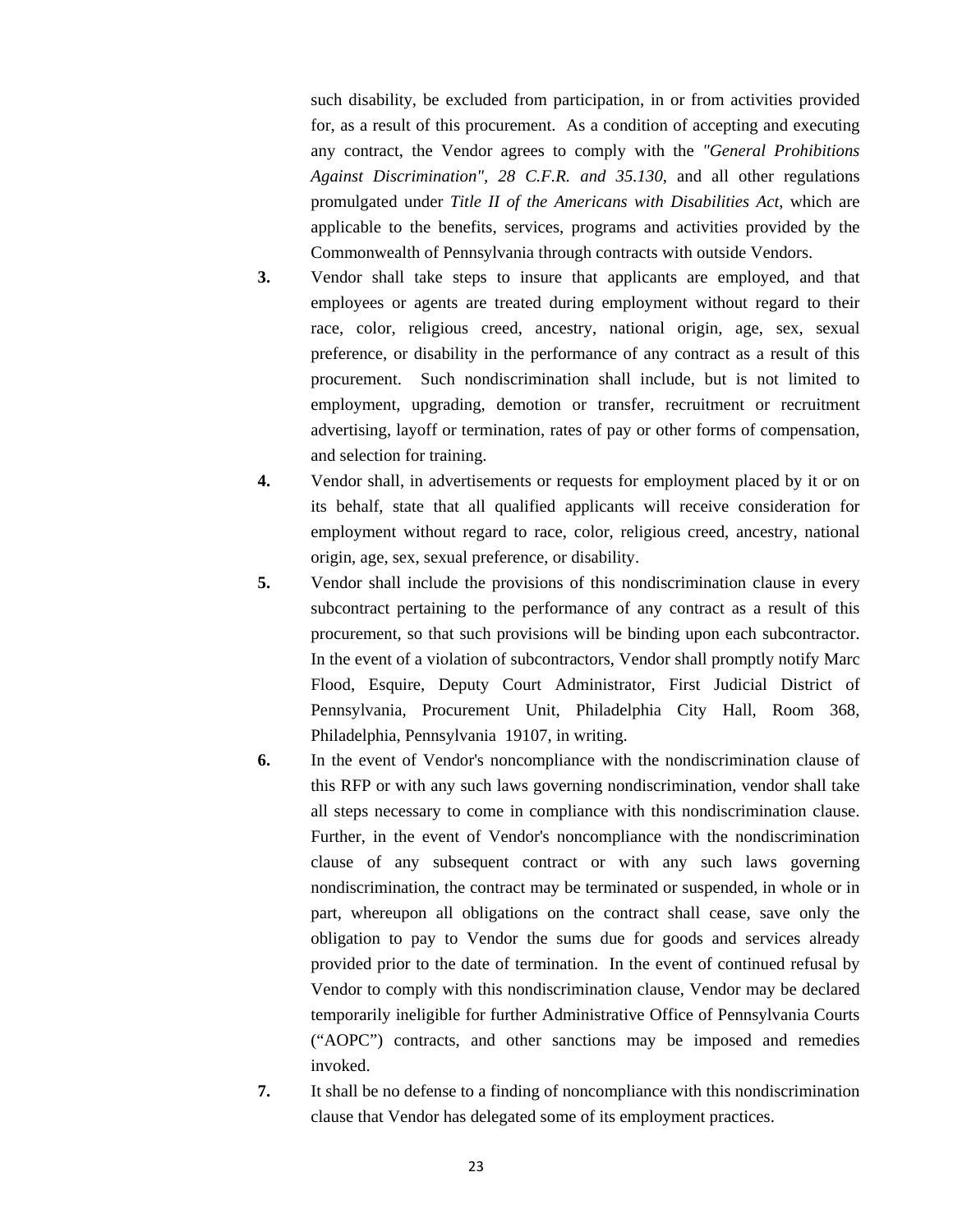such disability, be excluded from participation, in or from activities provided for, as a result of this procurement. As a condition of accepting and executing any contract, the Vendor agrees to comply with the *"General Prohibitions Against Discrimination", 28 C.F.R. and 35.130*, and all other regulations promulgated under *Title II of the Americans with Disabilities Act*, which are applicable to the benefits, services, programs and activities provided by the Commonwealth of Pennsylvania through contracts with outside Vendors.

**3.** Vendor shall take steps to insure that applicants are employed, and that employees or agents are treated during employment without regard to their race, color, religious creed, ancestry, national origin, age, sex, sexual preference, or disability in the performance of any contract as a result of this procurement. Such nondiscrimination shall include, but is not limited to employment, upgrading, demotion or transfer, recruitment or recruitment advertising, layoff or termination, rates of pay or other forms of compensation, and selection for training.

**4.** Vendor shall, in advertisements or requests for employment placed by it or on its behalf, state that all qualified applicants will receive consideration for employment without regard to race, color, religious creed, ancestry, national origin, age, sex, sexual preference, or disability.

**5.** Vendor shall include the provisions of this nondiscrimination clause in every subcontract pertaining to the performance of any contract as a result of this procurement, so that such provisions will be binding upon each subcontractor. In the event of a violation of subcontractors, Vendor shall promptly notify Marc Flood, Esquire, Deputy Court Administrator, First Judicial District of Pennsylvania, Procurement Unit, Philadelphia City Hall, Room 368, Philadelphia, Pennsylvania 19107, in writing.

**6.** In the event of Vendor's noncompliance with the nondiscrimination clause of this RFP or with any such laws governing nondiscrimination, vendor shall take all steps necessary to come in compliance with this nondiscrimination clause. Further, in the event of Vendor's noncompliance with the nondiscrimination clause of any subsequent contract or with any such laws governing nondiscrimination, the contract may be terminated or suspended, in whole or in part, whereupon all obligations on the contract shall cease, save only the obligation to pay to Vendor the sums due for goods and services already provided prior to the date of termination. In the event of continued refusal by Vendor to comply with this nondiscrimination clause, Vendor may be declared temporarily ineligible for further Administrative Office of Pennsylvania Courts ("AOPC") contracts, and other sanctions may be imposed and remedies invoked.

**7.** It shall be no defense to a finding of noncompliance with this nondiscrimination clause that Vendor has delegated some of its employment practices.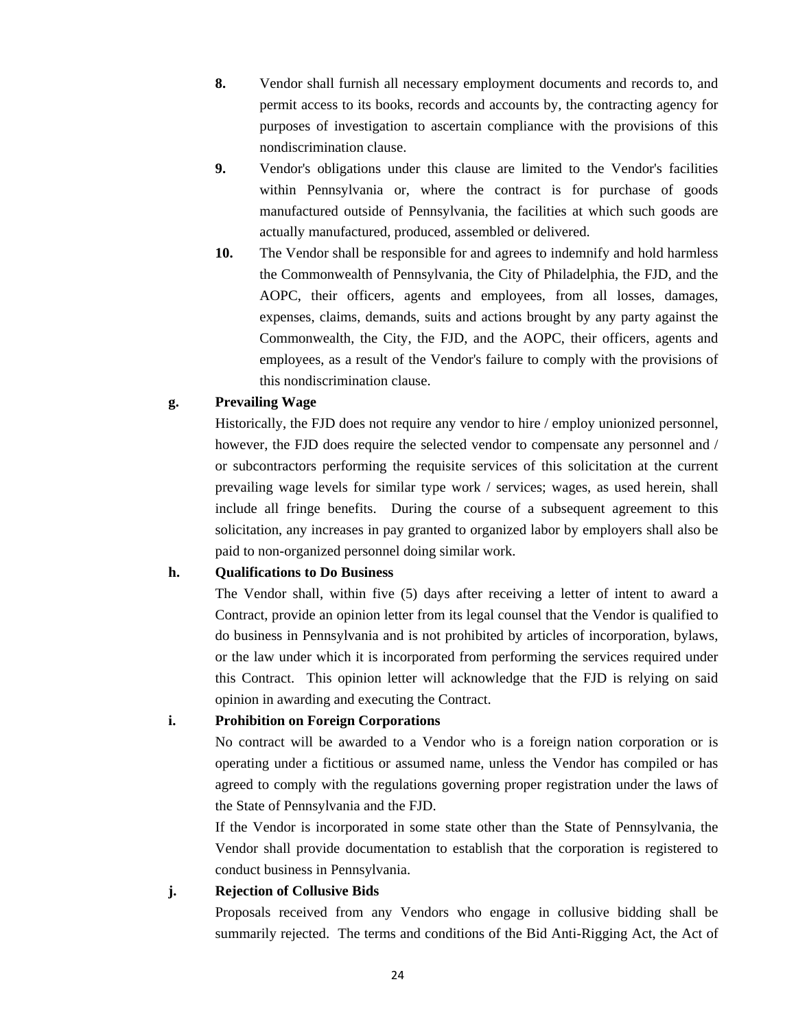8. Vendor shall furnish all necessary employment documents and records to, and permit access to its books, records and accounts by, the contracting agency for purposes of investigation to ascertain compliance with the provisions of this nondiscrimination clause.

9. Vendor's obligations under this clause are limited to the Vendor's facilities within Pennsylvania or, where the contract is for purchase of goods manufactured outside of Pennsylvania, the facilities at which such goods are actually manufactured, produced, assembled or delivered.

10. The Vendor shall be responsible for and agrees to indemnify and hold harmless the Commonwealth of Pennsylvania, the City of Philadelphia, the FJD, and the AOPC, their officers, agents and employees, from all losses, damages, expenses, claims, demands, suits and actions brought by any party against the Commonwealth, the City, the FJD, and the AOPC, their officers, agents and employees, as a result of the Vendor's failure to comply with the provisions of this nondiscrimination clause.

**g. Prevailing Wage**

Historically, the FJD does not require any vendor to hire / employ unionized personnel, however, the FJD does require the selected vendor to compensate any personnel and / or subcontractors performing the requisite services of this solicitation at the current prevailing wage levels for similar type work / services; wages, as used herein, shall include all fringe benefits. During the course of a subsequent agreement to this solicitation, any increases in pay granted to organized labor by employers shall also be paid to non-organized personnel doing similar work.

**h. Qualifications to Do Business**

The Vendor shall, within five (5) days after receiving a letter of intent to award a Contract, provide an opinion letter from its legal counsel that the Vendor is qualified to do business in Pennsylvania and is not prohibited by articles of incorporation, bylaws, or the law under which it is incorporated from performing the services required under this Contract. This opinion letter will acknowledge that the FJD is relying on said opinion in awarding and executing the Contract.

**i. Prohibition on Foreign Corporations**

No contract will be awarded to a Vendor who is a foreign nation corporation or is operating under a fictitious or assumed name, unless the Vendor has compiled or has agreed to comply with the regulations governing proper registration under the laws of the State of Pennsylvania and the FJD.

If the Vendor is incorporated in some state other than the State of Pennsylvania, the Vendor shall provide documentation to establish that the corporation is registered to conduct business in Pennsylvania.

**j. Rejection of Collusive Bids**

Proposals received from any Vendors who engage in collusive bidding shall be summarily rejected. The terms and conditions of the Bid Anti-Rigging Act, the Act of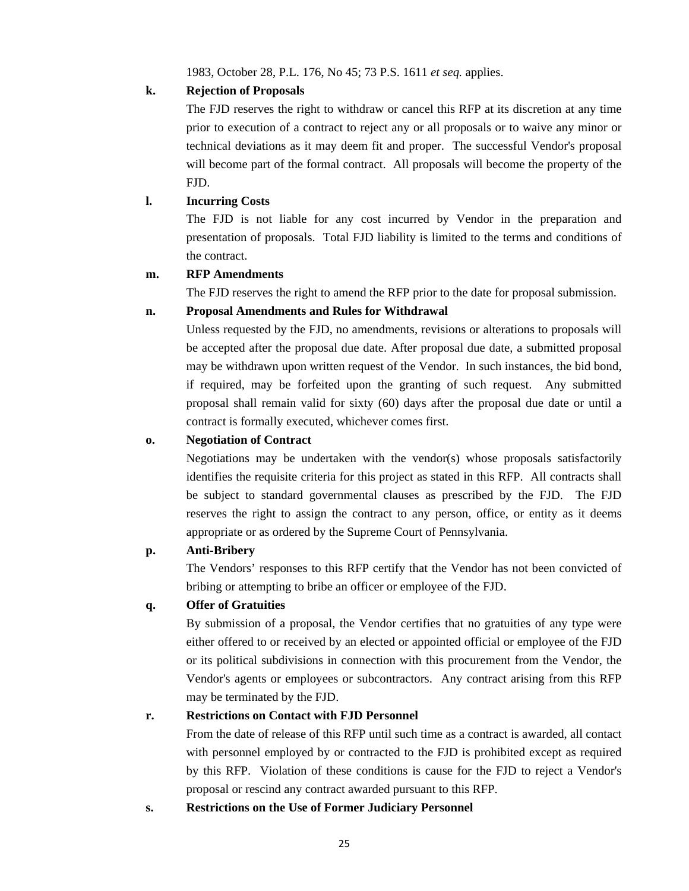1983, October 28, P.L. 176, No 45; 73 P.S. 1611 *et seq.* applies.

**k. Rejection of Proposals**

The FJD reserves the right to withdraw or cancel this RFP at its discretion at any time prior to execution of a contract to reject any or all proposals or to waive any minor or technical deviations as it may deem fit and proper. The successful Vendor's proposal will become part of the formal contract. All proposals will become the property of the FJD.

**l. Incurring Costs**

The FJD is not liable for any cost incurred by Vendor in the preparation and presentation of proposals. Total FJD liability is limited to the terms and conditions of the contract.

**m. RFP Amendments**

The FJD reserves the right to amend the RFP prior to the date for proposal submission.

**n. Proposal Amendments and Rules for Withdrawal**

Unless requested by the FJD, no amendments, revisions or alterations to proposals will be accepted after the proposal due date. After proposal due date, a submitted proposal may be withdrawn upon written request of the Vendor. In such instances, the bid bond, if required, may be forfeited upon the granting of such request. Any submitted proposal shall remain valid for sixty (60) days after the proposal due date or until a contract is formally executed, whichever comes first.

**o. Negotiation of Contract**

Negotiations may be undertaken with the vendor(s) whose proposals satisfactorily identifies the requisite criteria for this project as stated in this RFP. All contracts shall be subject to standard governmental clauses as prescribed by the FJD. The FJD reserves the right to assign the contract to any person, office, or entity as it deems appropriate or as ordered by the Supreme Court of Pennsylvania.

**p. Anti-Bribery**

The Vendors' responses to this RFP certify that the Vendor has not been convicted of bribing or attempting to bribe an officer or employee of the FJD.

**q. Offer of Gratuities**

By submission of a proposal, the Vendor certifies that no gratuities of any type were either offered to or received by an elected or appointed official or employee of the FJD or its political subdivisions in connection with this procurement from the Vendor, the Vendor's agents or employees or subcontractors. Any contract arising from this RFP may be terminated by the FJD.

**r. Restrictions on Contact with FJD Personnel**

From the date of release of this RFP until such time as a contract is awarded, all contact with personnel employed by or contracted to the FJD is prohibited except as required by this RFP. Violation of these conditions is cause for the FJD to reject a Vendor's proposal or rescind any contract awarded pursuant to this RFP.

**s. Restrictions on the Use of Former Judiciary Personnel**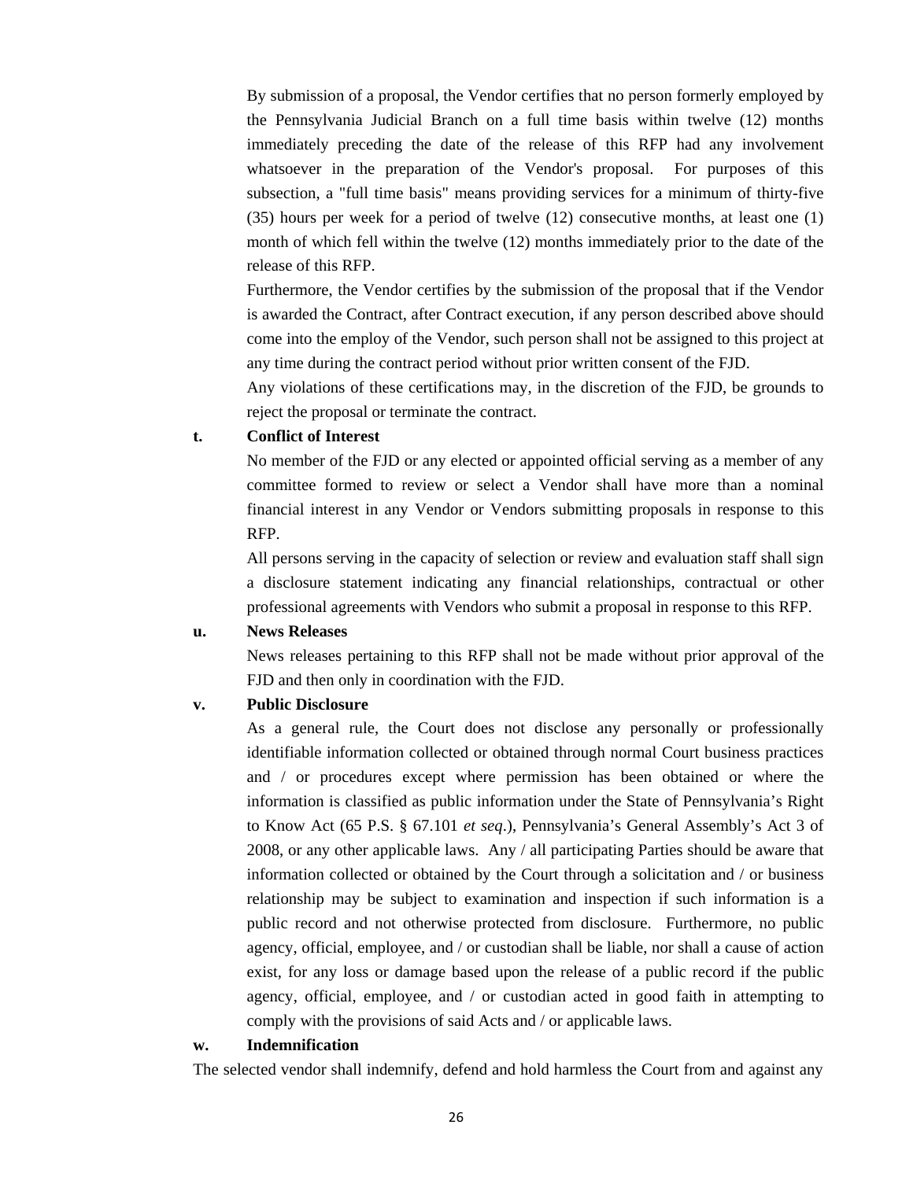By submission of a proposal, the Vendor certifies that no person formerly employed by the Pennsylvania Judicial Branch on a full time basis within twelve (12) months immediately preceding the date of the release of this RFP had any involvement whatsoever in the preparation of the Vendor's proposal. For purposes of this subsection, a "full time basis" means providing services for a minimum of thirty-five (35) hours per week for a period of twelve (12) consecutive months, at least one (1) month of which fell within the twelve (12) months immediately prior to the date of the release of this RFP.

Furthermore, the Vendor certifies by the submission of the proposal that if the Vendor is awarded the Contract, after Contract execution, if any person described above should come into the employ of the Vendor, such person shall not be assigned to this project at any time during the contract period without prior written consent of the FJD.

Any violations of these certifications may, in the discretion of the FJD, be grounds to reject the proposal or terminate the contract.

**t. Conflict of Interest**

No member of the FJD or any elected or appointed official serving as a member of any committee formed to review or select a Vendor shall have more than a nominal financial interest in any Vendor or Vendors submitting proposals in response to this RFP.

All persons serving in the capacity of selection or review and evaluation staff shall sign a disclosure statement indicating any financial relationships, contractual or other professional agreements with Vendors who submit a proposal in response to this RFP.

**u. News Releases**

News releases pertaining to this RFP shall not be made without prior approval of the FJD and then only in coordination with the FJD.

**v. Public Disclosure**

As a general rule, the Court does not disclose any personally or professionally identifiable information collected or obtained through normal Court business practices and / or procedures except where permission has been obtained or where the information is classified as public information under the State of Pennsylvania's Right to Know Act (65 P.S. § 67.101 *et seq*.), Pennsylvania's General Assembly's Act 3 of 2008, or any other applicable laws. Any / all participating Parties should be aware that information collected or obtained by the Court through a solicitation and / or business relationship may be subject to examination and inspection if such information is a public record and not otherwise protected from disclosure. Furthermore, no public agency, official, employee, and / or custodian shall be liable, nor shall a cause of action exist, for any loss or damage based upon the release of a public record if the public agency, official, employee, and / or custodian acted in good faith in attempting to comply with the provisions of said Acts and / or applicable laws.

**w. Indemnification**

The selected vendor shall indemnify, defend and hold harmless the Court from and against any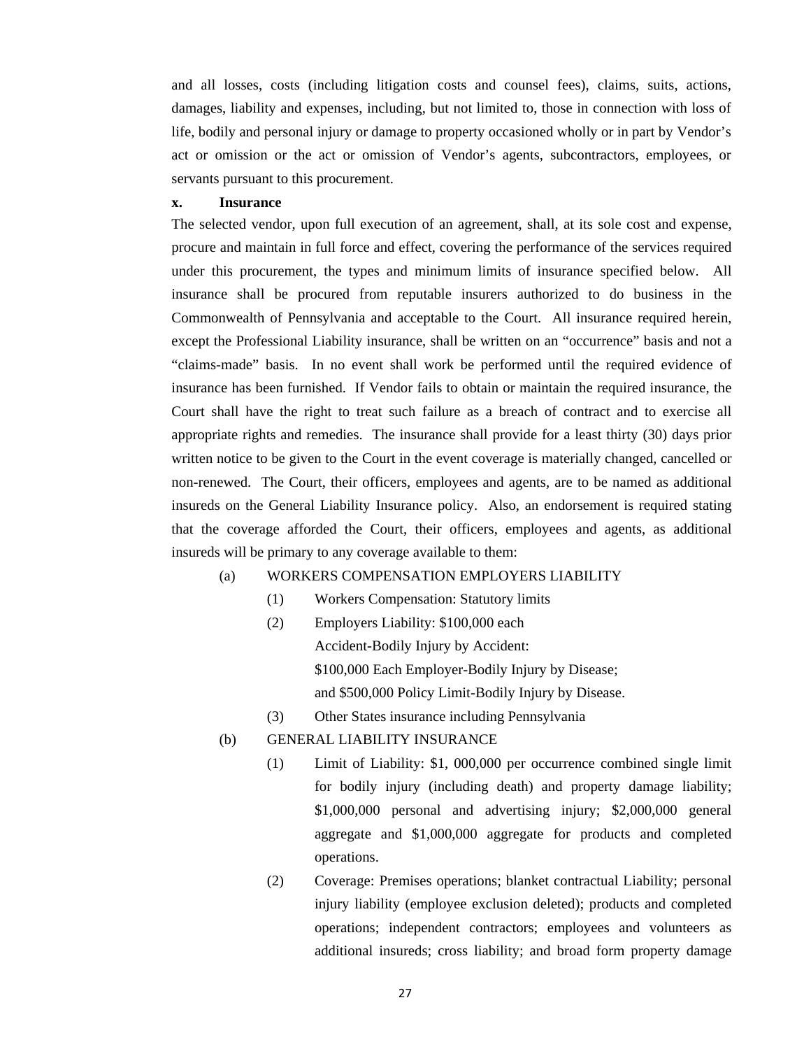and all losses, costs (including litigation costs and counsel fees), claims, suits, actions, damages, liability and expenses, including, but not limited to, those in connection with loss of life, bodily and personal injury or damage to property occasioned wholly or in part by Vendor's act or omission or the act or omission of Vendor's agents, subcontractors, employees, or servants pursuant to this procurement.

**x. Insurance**

The selected vendor, upon full execution of an agreement, shall, at its sole cost and expense, procure and maintain in full force and effect, covering the performance of the services required under this procurement, the types and minimum limits of insurance specified below. All insurance shall be procured from reputable insurers authorized to do business in the Commonwealth of Pennsylvania and acceptable to the Court. All insurance required herein, except the Professional Liability insurance, shall be written on an "occurrence" basis and not a "claims-made" basis. In no event shall work be performed until the required evidence of insurance has been furnished. If Vendor fails to obtain or maintain the required insurance, the Court shall have the right to treat such failure as a breach of contract and to exercise all appropriate rights and remedies. The insurance shall provide for a least thirty (30) days prior written notice to be given to the Court in the event coverage is materially changed, cancelled or non-renewed. The Court, their officers, employees and agents, are to be named as additional insureds on the General Liability Insurance policy. Also, an endorsement is required stating that the coverage afforded the Court, their officers, employees and agents, as additional insureds will be primary to any coverage available to them:

(a) WORKERS COMPENSATION EMPLOYERS LIABILITY

- (1) Workers Compensation: Statutory limits
- (2) Employers Liability: $100,000 each
  Accident-Bodily Injury by Accident:
  $100,000 Each Employer-Bodily Injury by Disease;
  and $500,000 Policy Limit-Bodily Injury by Disease.
- (3) Other States insurance including Pennsylvania

(b) GENERAL LIABILITY INSURANCE

- (1) Limit of Liability: $1, 000,000 per occurrence combined single limit for bodily injury (including death) and property damage liability; $1,000,000 personal and advertising injury; $2,000,000 general aggregate and $1,000,000 aggregate for products and completed operations.
- (2) Coverage: Premises operations; blanket contractual Liability; personal injury liability (employee exclusion deleted); products and completed operations; independent contractors; employees and volunteers as additional insureds; cross liability; and broad form property damage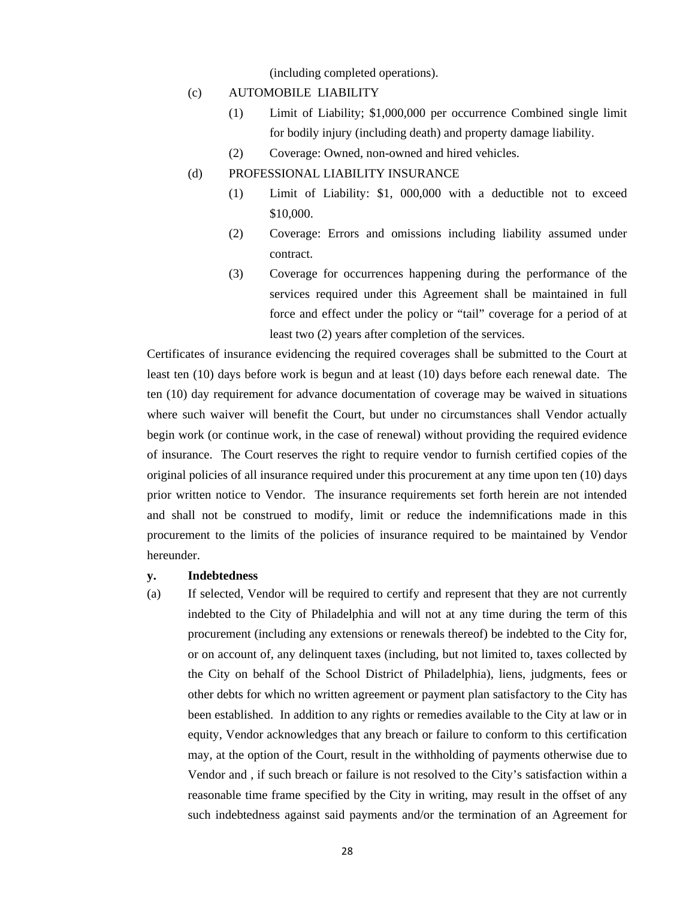(including completed operations).

(c) AUTOMOBILE LIABILITY

(1) Limit of Liability; $1,000,000 per occurrence Combined single limit for bodily injury (including death) and property damage liability.

(2) Coverage: Owned, non-owned and hired vehicles.

(d) PROFESSIONAL LIABILITY INSURANCE

(1) Limit of Liability: $1, 000,000 with a deductible not to exceed $10,000.

(2) Coverage: Errors and omissions including liability assumed under contract.

(3) Coverage for occurrences happening during the performance of the services required under this Agreement shall be maintained in full force and effect under the policy or "tail" coverage for a period of at least two (2) years after completion of the services.

Certificates of insurance evidencing the required coverages shall be submitted to the Court at least ten (10) days before work is begun and at least (10) days before each renewal date. The ten (10) day requirement for advance documentation of coverage may be waived in situations where such waiver will benefit the Court, but under no circumstances shall Vendor actually begin work (or continue work, in the case of renewal) without providing the required evidence of insurance. The Court reserves the right to require vendor to furnish certified copies of the original policies of all insurance required under this procurement at any time upon ten (10) days prior written notice to Vendor. The insurance requirements set forth herein are not intended and shall not be construed to modify, limit or reduce the indemnifications made in this procurement to the limits of the policies of insurance required to be maintained by Vendor hereunder.

**y. Indebtedness**

(a) If selected, Vendor will be required to certify and represent that they are not currently indebted to the City of Philadelphia and will not at any time during the term of this procurement (including any extensions or renewals thereof) be indebted to the City for, or on account of, any delinquent taxes (including, but not limited to, taxes collected by the City on behalf of the School District of Philadelphia), liens, judgments, fees or other debts for which no written agreement or payment plan satisfactory to the City has been established. In addition to any rights or remedies available to the City at law or in equity, Vendor acknowledges that any breach or failure to conform to this certification may, at the option of the Court, result in the withholding of payments otherwise due to Vendor and , if such breach or failure is not resolved to the City's satisfaction within a reasonable time frame specified by the City in writing, may result in the offset of any such indebtedness against said payments and/or the termination of an Agreement for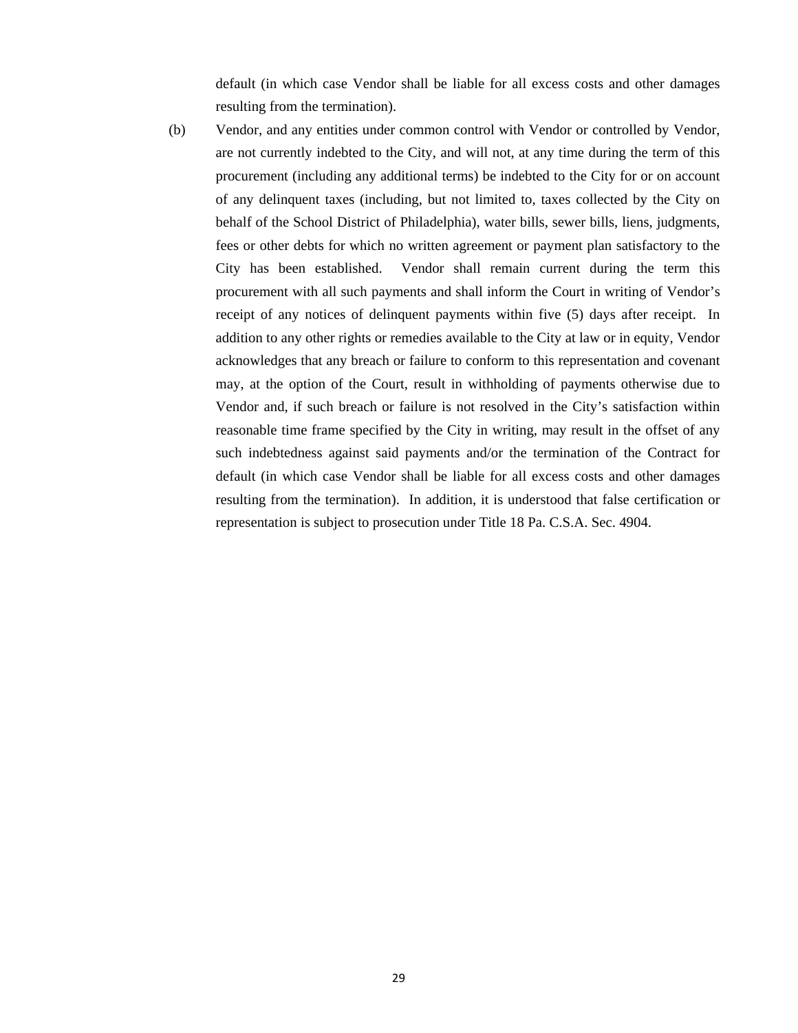default (in which case Vendor shall be liable for all excess costs and other damages resulting from the termination).

(b) Vendor, and any entities under common control with Vendor or controlled by Vendor, are not currently indebted to the City, and will not, at any time during the term of this procurement (including any additional terms) be indebted to the City for or on account of any delinquent taxes (including, but not limited to, taxes collected by the City on behalf of the School District of Philadelphia), water bills, sewer bills, liens, judgments, fees or other debts for which no written agreement or payment plan satisfactory to the City has been established. Vendor shall remain current during the term this procurement with all such payments and shall inform the Court in writing of Vendor's receipt of any notices of delinquent payments within five (5) days after receipt. In addition to any other rights or remedies available to the City at law or in equity, Vendor acknowledges that any breach or failure to conform to this representation and covenant may, at the option of the Court, result in withholding of payments otherwise due to Vendor and, if such breach or failure is not resolved in the City's satisfaction within reasonable time frame specified by the City in writing, may result in the offset of any such indebtedness against said payments and/or the termination of the Contract for default (in which case Vendor shall be liable for all excess costs and other damages resulting from the termination). In addition, it is understood that false certification or representation is subject to prosecution under Title 18 Pa. C.S.A. Sec. 4904.